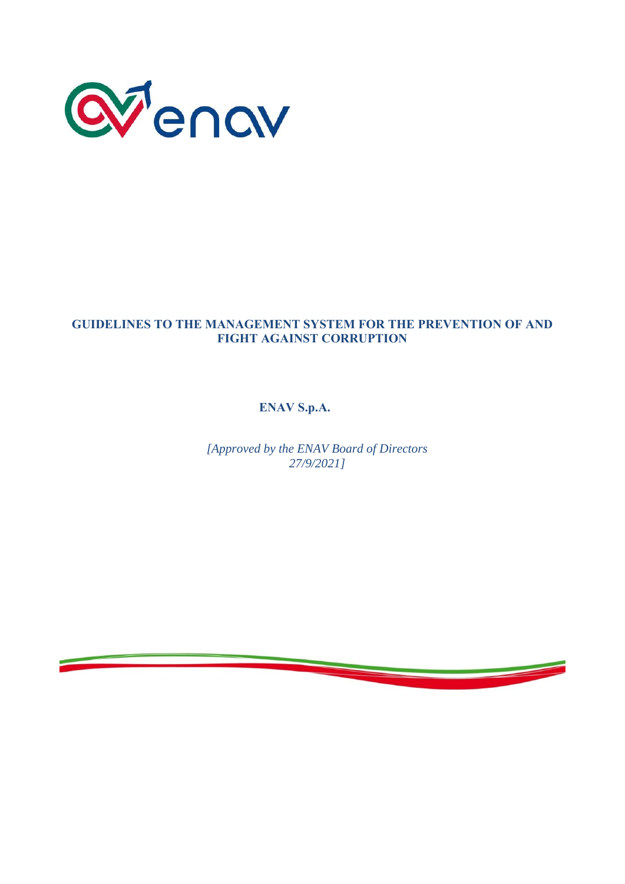# GUIDELINES TO THE MANAGEMENT SYSTEM FOR THE PREVENTION OF AND FIGHT AGAINST CORRUPTION

**ENAV S.p.A.**

*[Approved by the ENAV Board of Directors 27/9/2021]*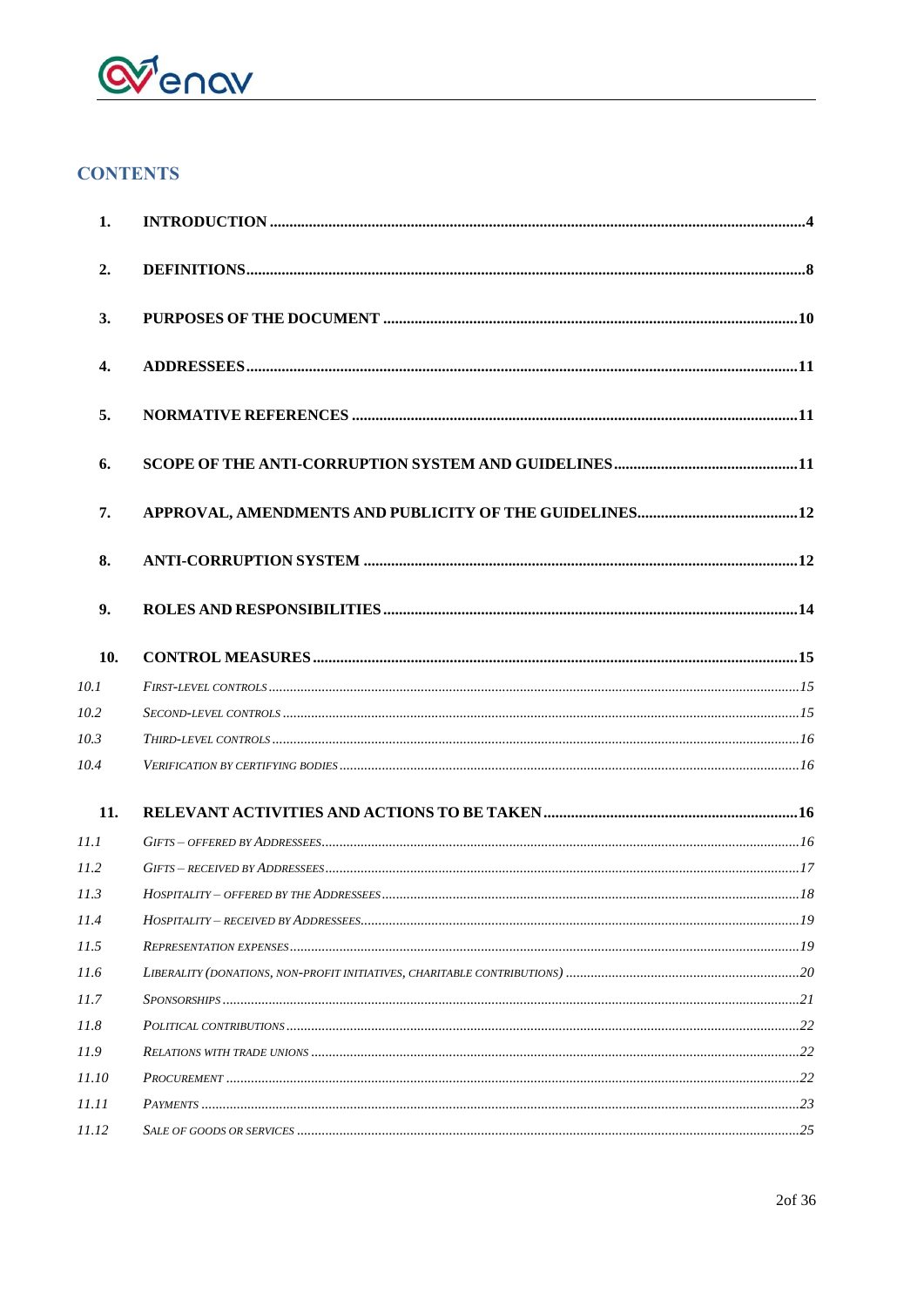## CONTENTS

1. **INTRODUCTION** ..... 4
2. **DEFINITIONS** ..... 8
3. **PURPOSES OF THE DOCUMENT** ..... 10
4. **ADDRESSEES** ..... 11
5. **NORMATIVE REFERENCES** ..... 11
6. **SCOPE OF THE ANTI-CORRUPTION SYSTEM AND GUIDELINES** ..... 11
7. **APPROVAL, AMENDMENTS AND PUBLICITY OF THE GUIDELINES** ..... 12
8. **ANTI-CORRUPTION SYSTEM** ..... 12
9. **ROLES AND RESPONSIBILITIES** ..... 14
10. **CONTROL MEASURES** ..... 15
    - *10.1 First-level controls* ..... 15
    - *10.2 Second-level controls* ..... 15
    - *10.3 Third-level controls* ..... 16
    - *10.4 Verification by certifying bodies* ..... 16
11. **RELEVANT ACTIVITIES AND ACTIONS TO BE TAKEN** ..... 16
    - *11.1 Gifts – offered by Addressees* ..... 16
    - *11.2 Gifts – received by Addressees* ..... 17
    - *11.3 Hospitality – offered by the Addressees* ..... 18
    - *11.4 Hospitality – received by Addressees* ..... 19
    - *11.5 Representation expenses* ..... 19
    - *11.6 Liberality (donations, non-profit initiatives, charitable contributions)* ..... 20
    - *11.7 Sponsorships* ..... 21
    - *11.8 Political contributions* ..... 22
    - *11.9 Relations with trade unions* ..... 22
    - *11.10 Procurement* ..... 22
    - *11.11 Payments* ..... 23
    - *11.12 Sale of goods or services* ..... 25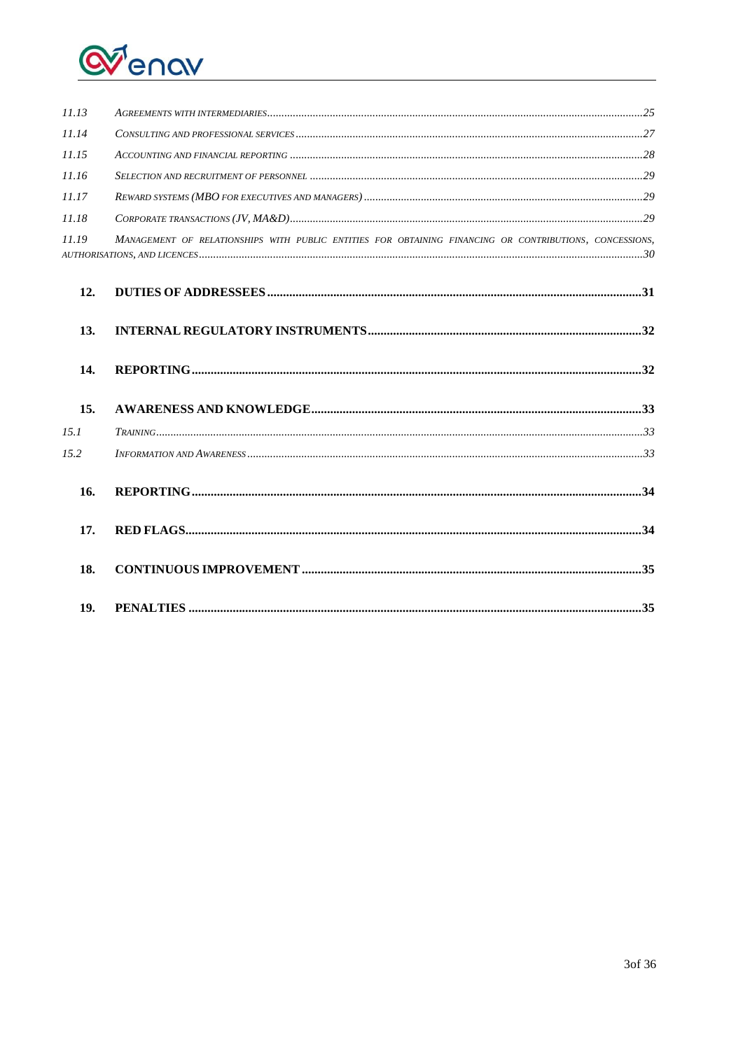| | | |
|---|---|---|
| 11.13 | *Agreements with intermediaries* | 25 |
| 11.14 | *Consulting and professional services* | 27 |
| 11.15 | *Accounting and financial reporting* | 28 |
| 11.16 | *Selection and recruitment of personnel* | 29 |
| 11.17 | *Reward systems (MBO for executives and managers)* | 29 |
| 11.18 | *Corporate transactions (JV, MA&D)* | 29 |
| 11.19 | *Management of relationships with public entities for obtaining financing or contributions, concessions, authorisations, and licences* | 30 |
| **12.** | **DUTIES OF ADDRESSEES** | **31** |
| **13.** | **INTERNAL REGULATORY INSTRUMENTS** | **32** |
| **14.** | **REPORTING** | **32** |
| **15.** | **AWARENESS AND KNOWLEDGE** | **33** |
| 15.1 | *Training* | 33 |
| 15.2 | *Information and Awareness* | 33 |
| **16.** | **REPORTING** | **34** |
| **17.** | **RED FLAGS** | **34** |
| **18.** | **CONTINUOUS IMPROVEMENT** | **35** |
| **19.** | **PENALTIES** | **35** |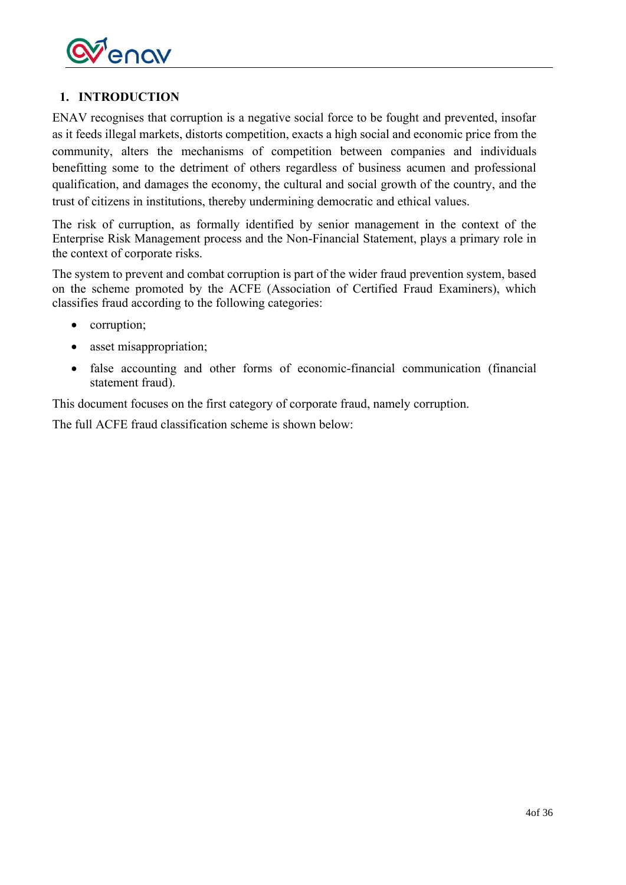# 1. INTRODUCTION

ENAV recognises that corruption is a negative social force to be fought and prevented, insofar as it feeds illegal markets, distorts competition, exacts a high social and economic price from the community, alters the mechanisms of competition between companies and individuals benefitting some to the detriment of others regardless of business acumen and professional qualification, and damages the economy, the cultural and social growth of the country, and the trust of citizens in institutions, thereby undermining democratic and ethical values.

The risk of curruption, as formally identified by senior management in the context of the Enterprise Risk Management process and the Non-Financial Statement, plays a primary role in the context of corporate risks.

The system to prevent and combat corruption is part of the wider fraud prevention system, based on the scheme promoted by the ACFE (Association of Certified Fraud Examiners), which classifies fraud according to the following categories:

- corruption;
- asset misappropriation;
- false accounting and other forms of economic-financial communication (financial statement fraud).

This document focuses on the first category of corporate fraud, namely corruption.

The full ACFE fraud classification scheme is shown below: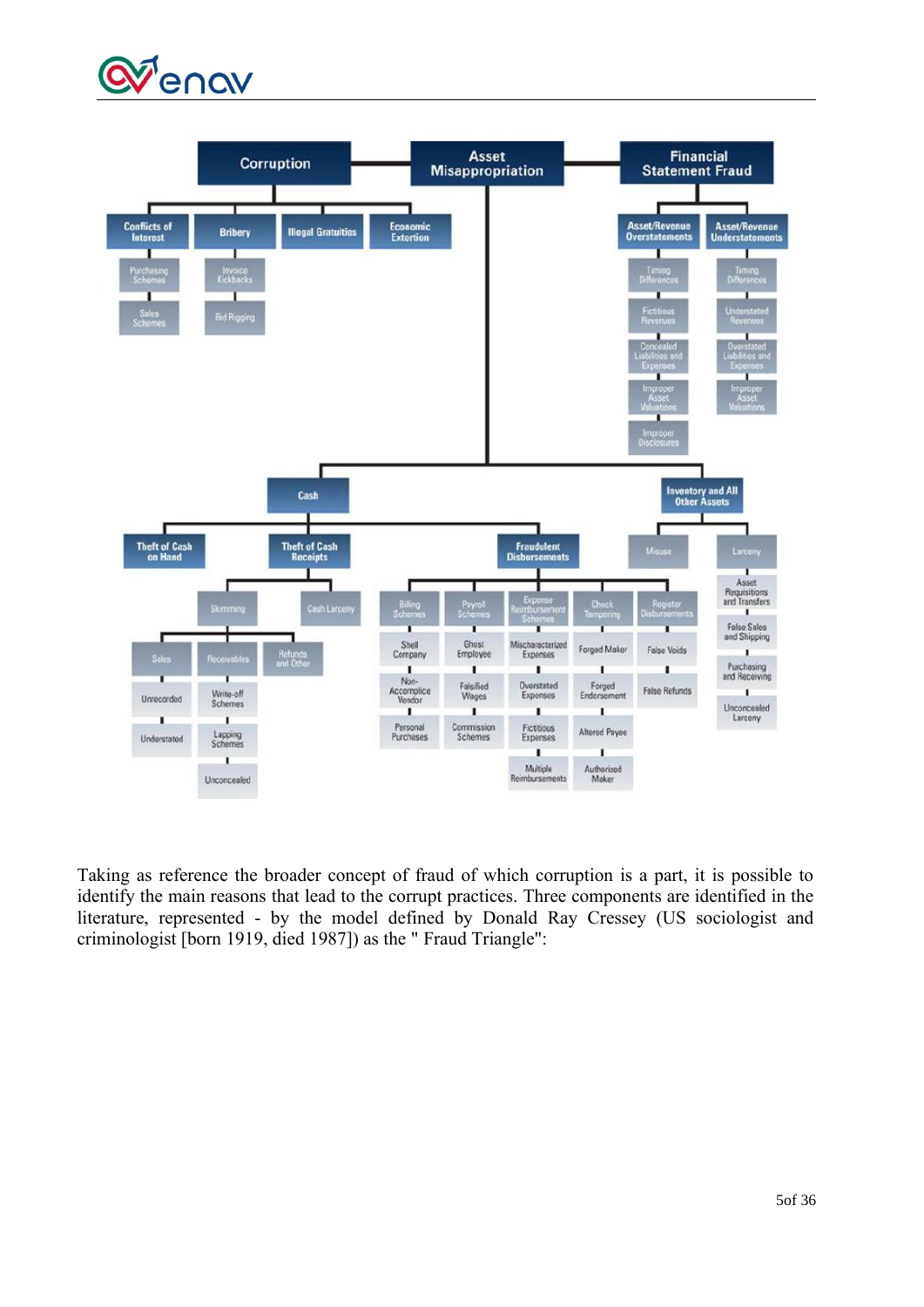- **Corruption**
  - Conflicts of Interest
    - Purchasing Schemes
    - Sales Schemes
  - Bribery
    - Invoice Kickbacks
    - Bid Rigging
  - Illegal Gratuities
  - Economic Extortion
- **Asset Misappropriation**
  - Cash
    - Theft of Cash on Hand
    - Theft of Cash Receipts
      - Skimming
        - Sales
          - Unrecorded
          - Understated
        - Receivables
          - Write-off Schemes
          - Lapping Schemes
          - Unconcealed
        - Refunds and Other
      - Cash Larceny
    - Fraudulent Disbursements
      - Billing Schemes
        - Shell Company
        - Non-Accomplice Vendor
        - Personal Purchases
      - Payroll Schemes
        - Ghost Employee
        - Falsified Wages
        - Commission Schemes
      - Expense Reimbursement Schemes
        - Mischaracterized Expenses
        - Overstated Expenses
        - Fictitious Expenses
        - Multiple Reimbursements
      - Check Tampering
        - Forged Maker
        - Forged Endorsement
        - Altered Payee
        - Authorized Maker
      - Register Disbursements
        - False Voids
        - False Refunds
  - Inventory and All Other Assets
    - Misuse
    - Larceny
      - Asset Requisitions and Transfers
      - False Sales and Shipping
      - Purchasing and Receiving
      - Unconcealed Larceny
- **Financial Statement Fraud**
  - Asset/Revenue Overstatements
    - Timing Differences
    - Fictitious Revenues
    - Concealed Liabilities and Expenses
    - Improper Asset Valuations
    - Improper Disclosures
  - Asset/Revenue Understatements
    - Timing Differences
    - Understated Revenues
    - Overstated Liabilities and Expenses
    - Improper Asset Valuations

Taking as reference the broader concept of fraud of which corruption is a part, it is possible to identify the main reasons that lead to the corrupt practices. Three components are identified in the literature, represented - by the model defined by Donald Ray Cressey (US sociologist and criminologist [born 1919, died 1987]) as the " Fraud Triangle":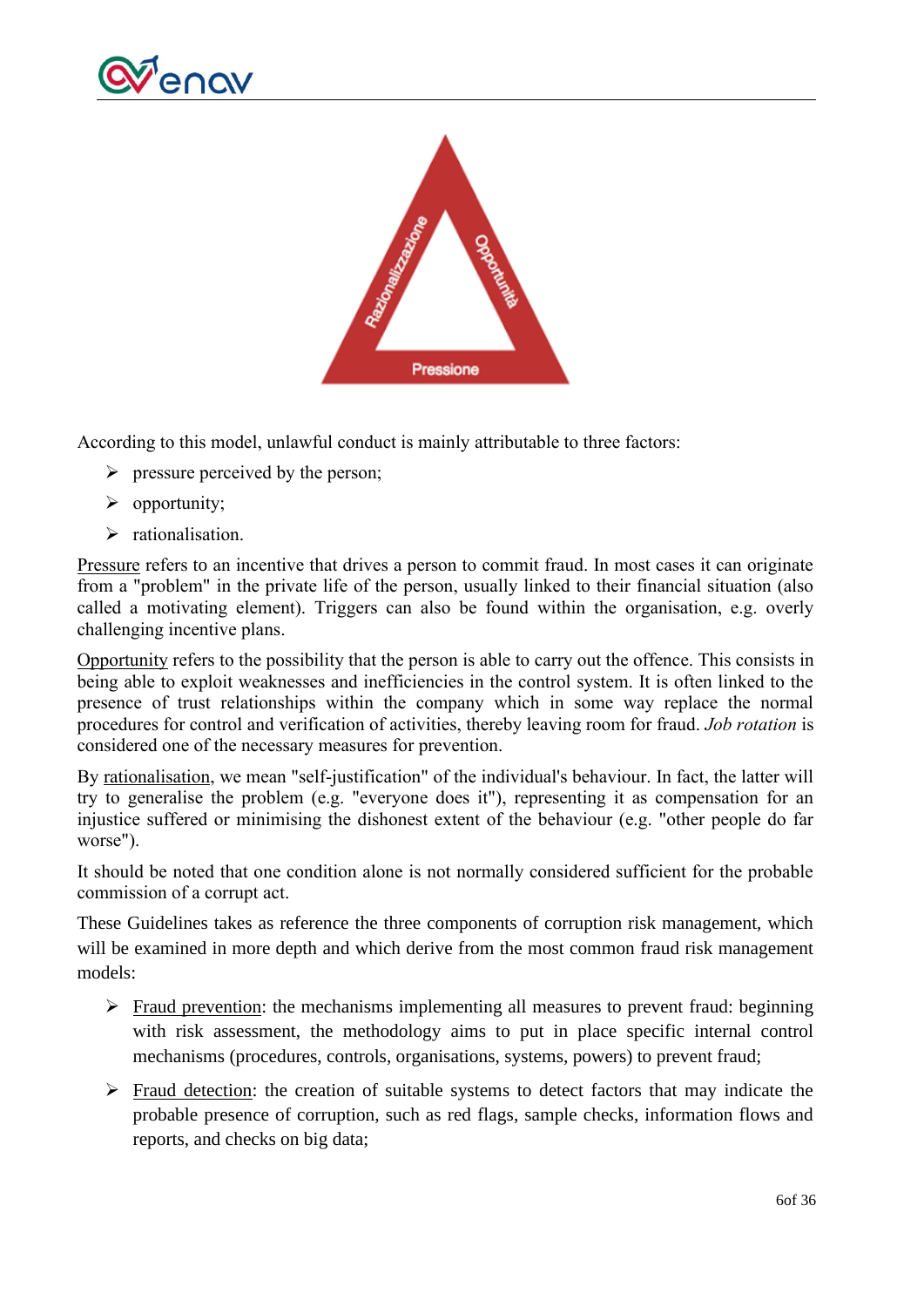According to this model, unlawful conduct is mainly attributable to three factors:

- pressure perceived by the person;
- opportunity;
- rationalisation.

Pressure refers to an incentive that drives a person to commit fraud. In most cases it can originate from a "problem" in the private life of the person, usually linked to their financial situation (also called a motivating element). Triggers can also be found within the organisation, e.g. overly challenging incentive plans.

Opportunity refers to the possibility that the person is able to carry out the offence. This consists in being able to exploit weaknesses and inefficiencies in the control system. It is often linked to the presence of trust relationships within the company which in some way replace the normal procedures for control and verification of activities, thereby leaving room for fraud. *Job rotation* is considered one of the necessary measures for prevention.

By rationalisation, we mean "self-justification" of the individual's behaviour. In fact, the latter will try to generalise the problem (e.g. "everyone does it"), representing it as compensation for an injustice suffered or minimising the dishonest extent of the behaviour (e.g. "other people do far worse").

It should be noted that one condition alone is not normally considered sufficient for the probable commission of a corrupt act.

These Guidelines takes as reference the three components of corruption risk management, which will be examined in more depth and which derive from the most common fraud risk management models:

- Fraud prevention: the mechanisms implementing all measures to prevent fraud: beginning with risk assessment, the methodology aims to put in place specific internal control mechanisms (procedures, controls, organisations, systems, powers) to prevent fraud;
- Fraud detection: the creation of suitable systems to detect factors that may indicate the probable presence of corruption, such as red flags, sample checks, information flows and reports, and checks on big data;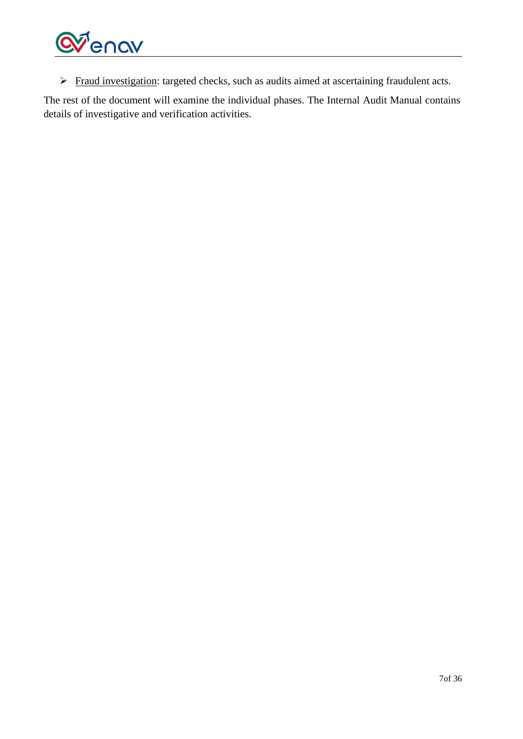- <u>Fraud investigation</u>: targeted checks, such as audits aimed at ascertaining fraudulent acts.

The rest of the document will examine the individual phases. The Internal Audit Manual contains details of investigative and verification activities.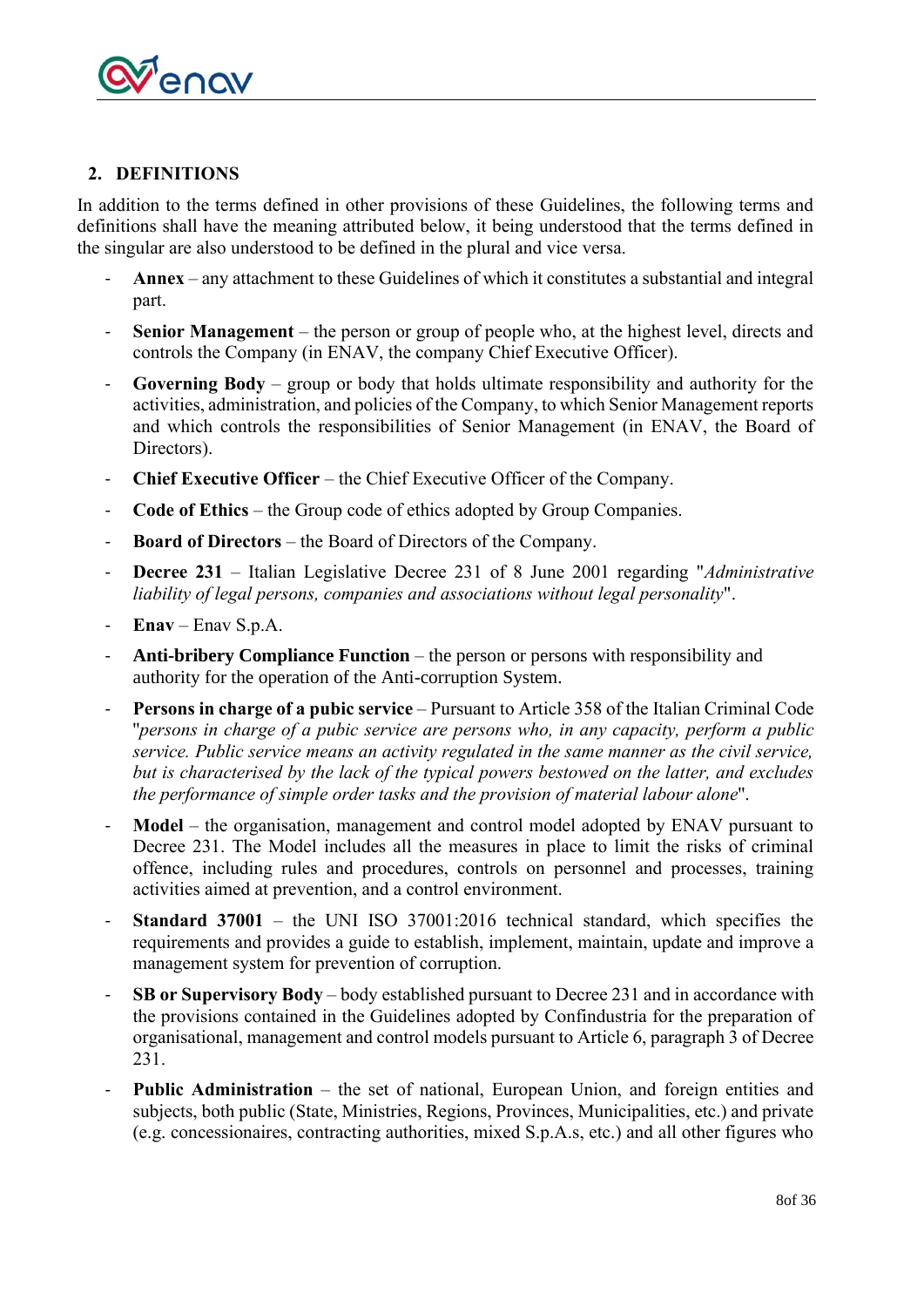## 2. DEFINITIONS

In addition to the terms defined in other provisions of these Guidelines, the following terms and definitions shall have the meaning attributed below, it being understood that the terms defined in the singular are also understood to be defined in the plural and vice versa.

- **Annex** – any attachment to these Guidelines of which it constitutes a substantial and integral part.
- **Senior Management** – the person or group of people who, at the highest level, directs and controls the Company (in ENAV, the company Chief Executive Officer).
- **Governing Body** – group or body that holds ultimate responsibility and authority for the activities, administration, and policies of the Company, to which Senior Management reports and which controls the responsibilities of Senior Management (in ENAV, the Board of Directors).
- **Chief Executive Officer** – the Chief Executive Officer of the Company.
- **Code of Ethics** – the Group code of ethics adopted by Group Companies.
- **Board of Directors** – the Board of Directors of the Company.
- **Decree 231** – Italian Legislative Decree 231 of 8 June 2001 regarding "*Administrative liability of legal persons, companies and associations without legal personality*".
- **Enav** – Enav S.p.A.
- **Anti-bribery Compliance Function** – the person or persons with responsibility and authority for the operation of the Anti-corruption System.
- **Persons in charge of a pubic service** – Pursuant to Article 358 of the Italian Criminal Code "*persons in charge of a pubic service are persons who, in any capacity, perform a public service. Public service means an activity regulated in the same manner as the civil service, but is characterised by the lack of the typical powers bestowed on the latter, and excludes the performance of simple order tasks and the provision of material labour alone*".
- **Model** – the organisation, management and control model adopted by ENAV pursuant to Decree 231. The Model includes all the measures in place to limit the risks of criminal offence, including rules and procedures, controls on personnel and processes, training activities aimed at prevention, and a control environment.
- **Standard 37001** – the UNI ISO 37001:2016 technical standard, which specifies the requirements and provides a guide to establish, implement, maintain, update and improve a management system for prevention of corruption.
- **SB or Supervisory Body** – body established pursuant to Decree 231 and in accordance with the provisions contained in the Guidelines adopted by Confindustria for the preparation of organisational, management and control models pursuant to Article 6, paragraph 3 of Decree 231.
- **Public Administration** – the set of national, European Union, and foreign entities and subjects, both public (State, Ministries, Regions, Provinces, Municipalities, etc.) and private (e.g. concessionaires, contracting authorities, mixed S.p.A.s, etc.) and all other figures who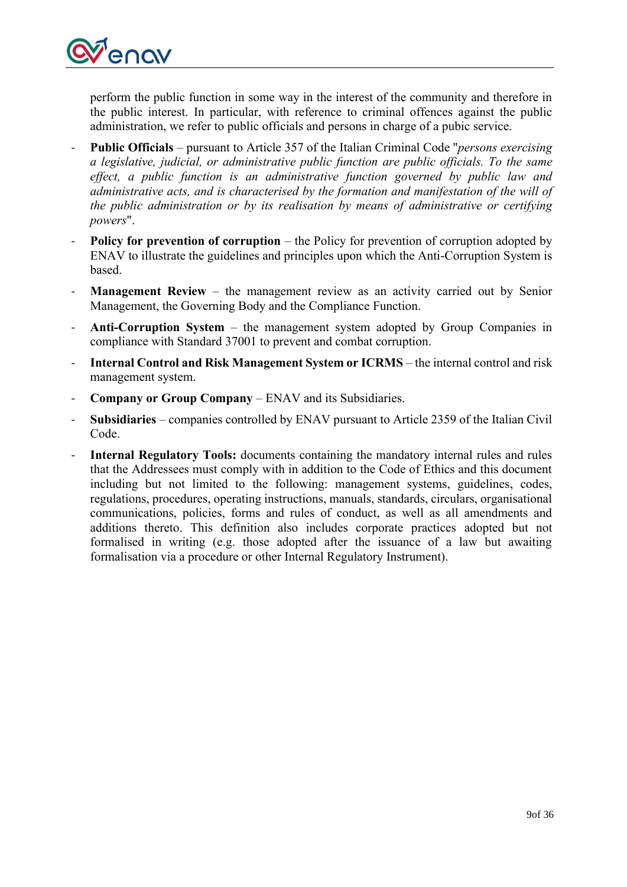perform the public function in some way in the interest of the community and therefore in the public interest. In particular, with reference to criminal offences against the public administration, we refer to public officials and persons in charge of a pubic service.

- **Public Officials** – pursuant to Article 357 of the Italian Criminal Code "*persons exercising a legislative, judicial, or administrative public function are public officials. To the same effect, a public function is an administrative function governed by public law and administrative acts, and is characterised by the formation and manifestation of the will of the public administration or by its realisation by means of administrative or certifying powers*".
- **Policy for prevention of corruption** – the Policy for prevention of corruption adopted by ENAV to illustrate the guidelines and principles upon which the Anti-Corruption System is based.
- **Management Review** – the management review as an activity carried out by Senior Management, the Governing Body and the Compliance Function.
- **Anti-Corruption System** – the management system adopted by Group Companies in compliance with Standard 37001 to prevent and combat corruption.
- **Internal Control and Risk Management System or ICRMS** – the internal control and risk management system.
- **Company or Group Company** – ENAV and its Subsidiaries.
- **Subsidiaries** – companies controlled by ENAV pursuant to Article 2359 of the Italian Civil Code.
- **Internal Regulatory Tools:** documents containing the mandatory internal rules and rules that the Addressees must comply with in addition to the Code of Ethics and this document including but not limited to the following: management systems, guidelines, codes, regulations, procedures, operating instructions, manuals, standards, circulars, organisational communications, policies, forms and rules of conduct, as well as all amendments and additions thereto. This definition also includes corporate practices adopted but not formalised in writing (e.g. those adopted after the issuance of a law but awaiting formalisation via a procedure or other Internal Regulatory Instrument).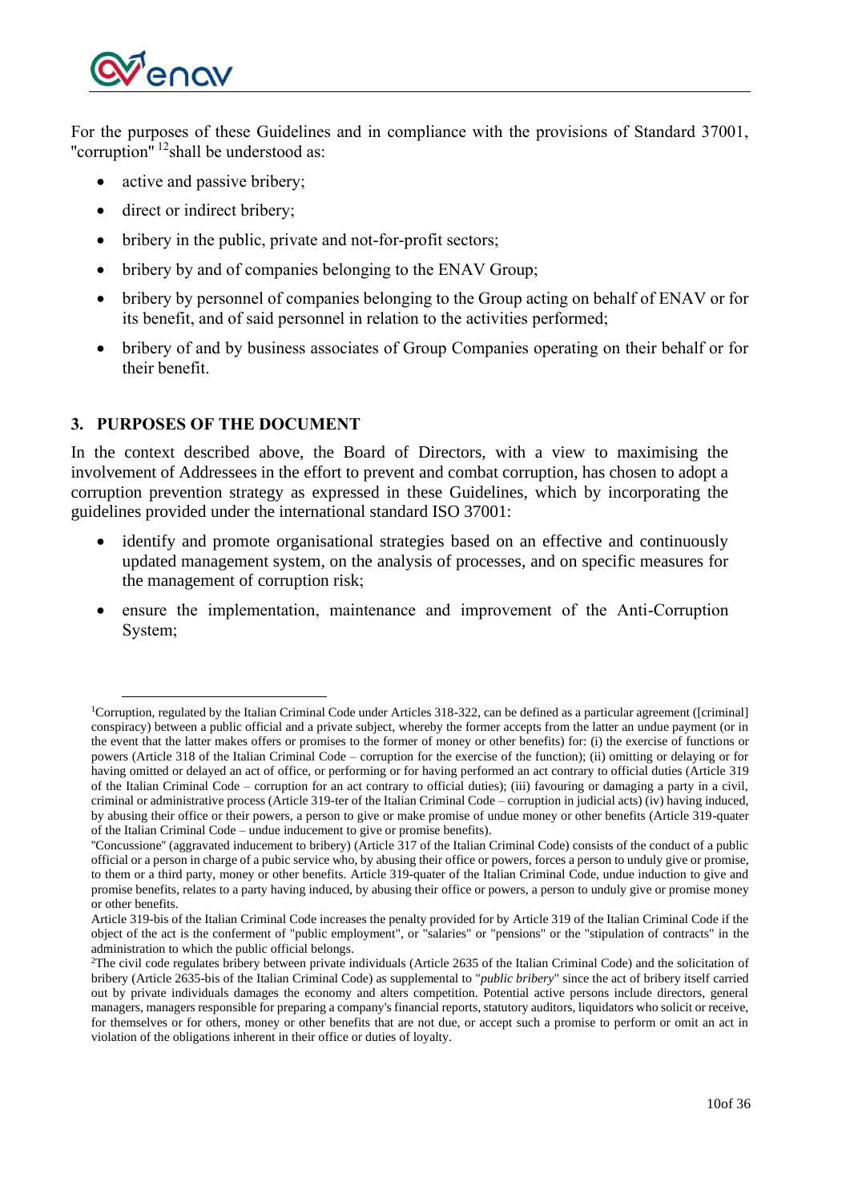For the purposes of these Guidelines and in compliance with the provisions of Standard 37001, "corruption" [1][2] shall be understood as:

- active and passive bribery;
- direct or indirect bribery;
- bribery in the public, private and not-for-profit sectors;
- bribery by and of companies belonging to the ENAV Group;
- bribery by personnel of companies belonging to the Group acting on behalf of ENAV or for its benefit, and of said personnel in relation to the activities performed;
- bribery of and by business associates of Group Companies operating on their behalf or for their benefit.

## 3. PURPOSES OF THE DOCUMENT

In the context described above, the Board of Directors, with a view to maximising the involvement of Addressees in the effort to prevent and combat corruption, has chosen to adopt a corruption prevention strategy as expressed in these Guidelines, which by incorporating the guidelines provided under the international standard ISO 37001:

- identify and promote organisational strategies based on an effective and continuously updated management system, on the analysis of processes, and on specific measures for the management of corruption risk;
- ensure the implementation, maintenance and improvement of the Anti-Corruption System;

---

[1] Corruption, regulated by the Italian Criminal Code under Articles 318-322, can be defined as a particular agreement ([criminal] conspiracy) between a public official and a private subject, whereby the former accepts from the latter an undue payment (or in the event that the latter makes offers or promises to the former of money or other benefits) for: (i) the exercise of functions or powers (Article 318 of the Italian Criminal Code – corruption for the exercise of the function); (ii) omitting or delaying or for having omitted or delayed an act of office, or performing or for having performed an act contrary to official duties (Article 319 of the Italian Criminal Code – corruption for an act contrary to official duties); (iii) favouring or damaging a party in a civil, criminal or administrative process (Article 319-ter of the Italian Criminal Code – corruption in judicial acts) (iv) having induced, by abusing their office or their powers, a person to give or make promise of undue money or other benefits (Article 319-quater of the Italian Criminal Code – undue inducement to give or promise benefits).

"Concussione" (aggravated inducement to bribery) (Article 317 of the Italian Criminal Code) consists of the conduct of a public official or a person in charge of a pubic service who, by abusing their office or powers, forces a person to unduly give or promise, to them or a third party, money or other benefits. Article 319-quater of the Italian Criminal Code, undue induction to give and promise benefits, relates to a party having induced, by abusing their office or powers, a person to unduly give or promise money or other benefits.

Article 319-bis of the Italian Criminal Code increases the penalty provided for by Article 319 of the Italian Criminal Code if the object of the act is the conferment of "public employment", or "salaries" or "pensions" or the "stipulation of contracts" in the administration to which the public official belongs.

[2] The civil code regulates bribery between private individuals (Article 2635 of the Italian Criminal Code) and the solicitation of bribery (Article 2635-bis of the Italian Criminal Code) as supplemental to "*public bribery*" since the act of bribery itself carried out by private individuals damages the economy and alters competition. Potential active persons include directors, general managers, managers responsible for preparing a company's financial reports, statutory auditors, liquidators who solicit or receive, for themselves or for others, money or other benefits that are not due, or accept such a promise to perform or omit an act in violation of the obligations inherent in their office or duties of loyalty.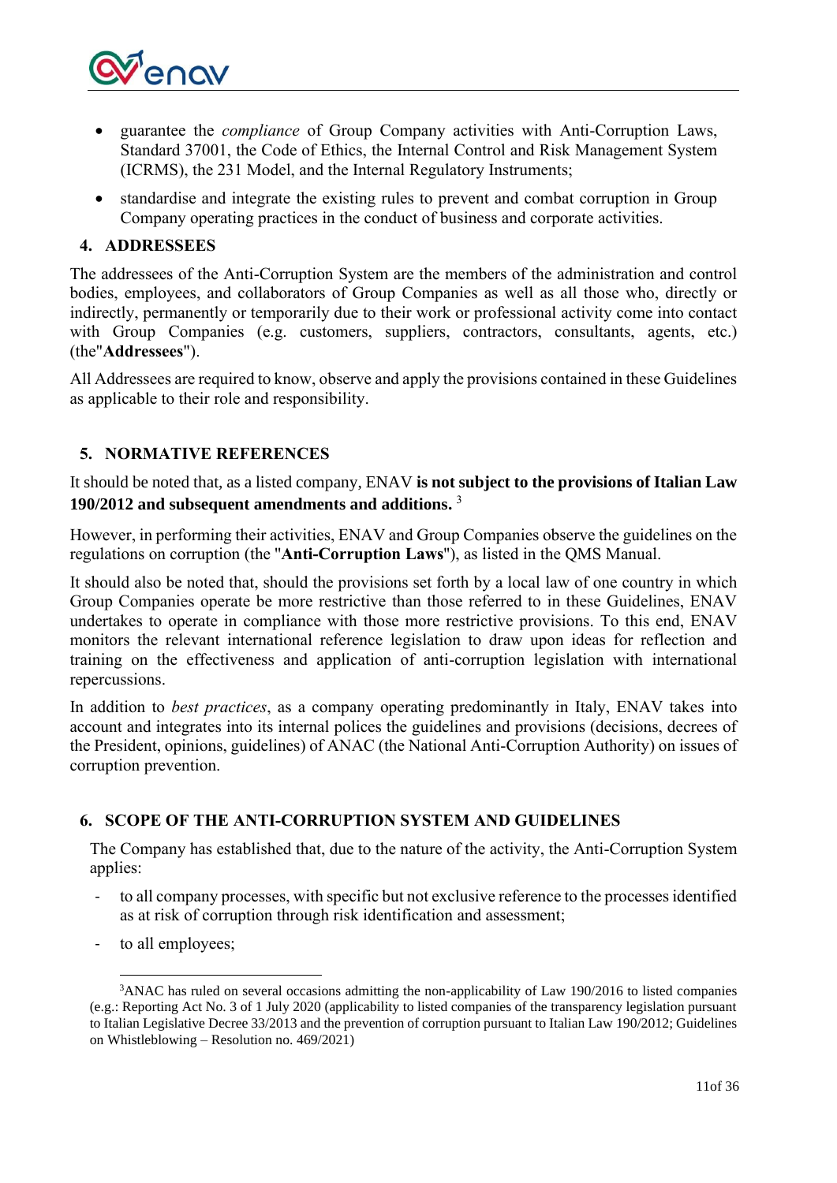- guarantee the *compliance* of Group Company activities with Anti-Corruption Laws, Standard 37001, the Code of Ethics, the Internal Control and Risk Management System (ICRMS), the 231 Model, and the Internal Regulatory Instruments;
- standardise and integrate the existing rules to prevent and combat corruption in Group Company operating practices in the conduct of business and corporate activities.

## 4. ADDRESSEES

The addressees of the Anti-Corruption System are the members of the administration and control bodies, employees, and collaborators of Group Companies as well as all those who, directly or indirectly, permanently or temporarily due to their work or professional activity come into contact with Group Companies (e.g. customers, suppliers, contractors, consultants, agents, etc.) (the"**Addressees**").

All Addressees are required to know, observe and apply the provisions contained in these Guidelines as applicable to their role and responsibility.

## 5. NORMATIVE REFERENCES

It should be noted that, as a listed company, ENAV **is not subject to the provisions of Italian Law 190/2012 and subsequent amendments and additions.** [3]

However, in performing their activities, ENAV and Group Companies observe the guidelines on the regulations on corruption (the "**Anti-Corruption Laws**"), as listed in the QMS Manual.

It should also be noted that, should the provisions set forth by a local law of one country in which Group Companies operate be more restrictive than those referred to in these Guidelines, ENAV undertakes to operate in compliance with those more restrictive provisions. To this end, ENAV monitors the relevant international reference legislation to draw upon ideas for reflection and training on the effectiveness and application of anti-corruption legislation with international repercussions.

In addition to *best practices*, as a company operating predominantly in Italy, ENAV takes into account and integrates into its internal polices the guidelines and provisions (decisions, decrees of the President, opinions, guidelines) of ANAC (the National Anti-Corruption Authority) on issues of corruption prevention.

## 6. SCOPE OF THE ANTI-CORRUPTION SYSTEM AND GUIDELINES

The Company has established that, due to the nature of the activity, the Anti-Corruption System applies:

- to all company processes, with specific but not exclusive reference to the processes identified as at risk of corruption through risk identification and assessment;
- to all employees;

[3] ANAC has ruled on several occasions admitting the non-applicability of Law 190/2016 to listed companies (e.g.: Reporting Act No. 3 of 1 July 2020 (applicability to listed companies of the transparency legislation pursuant to Italian Legislative Decree 33/2013 and the prevention of corruption pursuant to Italian Law 190/2012; Guidelines on Whistleblowing – Resolution no. 469/2021)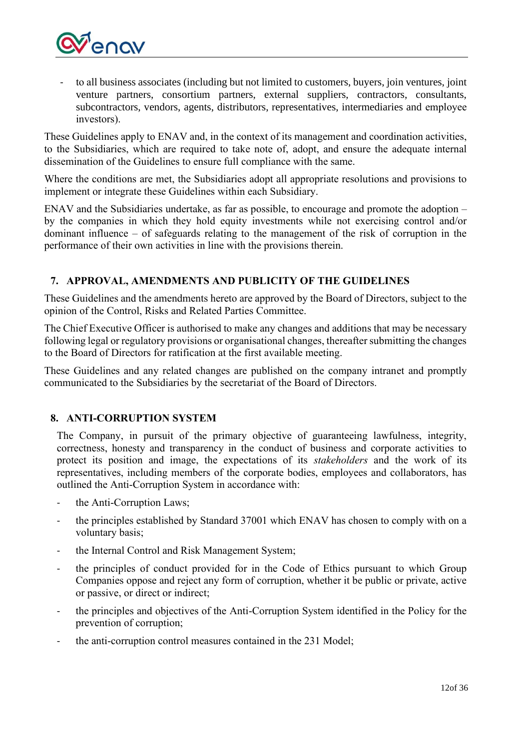- to all business associates (including but not limited to customers, buyers, join ventures, joint venture partners, consortium partners, external suppliers, contractors, consultants, subcontractors, vendors, agents, distributors, representatives, intermediaries and employee investors).

These Guidelines apply to ENAV and, in the context of its management and coordination activities, to the Subsidiaries, which are required to take note of, adopt, and ensure the adequate internal dissemination of the Guidelines to ensure full compliance with the same.

Where the conditions are met, the Subsidiaries adopt all appropriate resolutions and provisions to implement or integrate these Guidelines within each Subsidiary.

ENAV and the Subsidiaries undertake, as far as possible, to encourage and promote the adoption – by the companies in which they hold equity investments while not exercising control and/or dominant influence – of safeguards relating to the management of the risk of corruption in the performance of their own activities in line with the provisions therein.

## 7. APPROVAL, AMENDMENTS AND PUBLICITY OF THE GUIDELINES

These Guidelines and the amendments hereto are approved by the Board of Directors, subject to the opinion of the Control, Risks and Related Parties Committee.

The Chief Executive Officer is authorised to make any changes and additions that may be necessary following legal or regulatory provisions or organisational changes, thereafter submitting the changes to the Board of Directors for ratification at the first available meeting.

These Guidelines and any related changes are published on the company intranet and promptly communicated to the Subsidiaries by the secretariat of the Board of Directors.

## 8. ANTI-CORRUPTION SYSTEM

The Company, in pursuit of the primary objective of guaranteeing lawfulness, integrity, correctness, honesty and transparency in the conduct of business and corporate activities to protect its position and image, the expectations of its *stakeholders* and the work of its representatives, including members of the corporate bodies, employees and collaborators, has outlined the Anti-Corruption System in accordance with:

- the Anti-Corruption Laws;
- the principles established by Standard 37001 which ENAV has chosen to comply with on a voluntary basis;
- the Internal Control and Risk Management System;
- the principles of conduct provided for in the Code of Ethics pursuant to which Group Companies oppose and reject any form of corruption, whether it be public or private, active or passive, or direct or indirect;
- the principles and objectives of the Anti-Corruption System identified in the Policy for the prevention of corruption;
- the anti-corruption control measures contained in the 231 Model;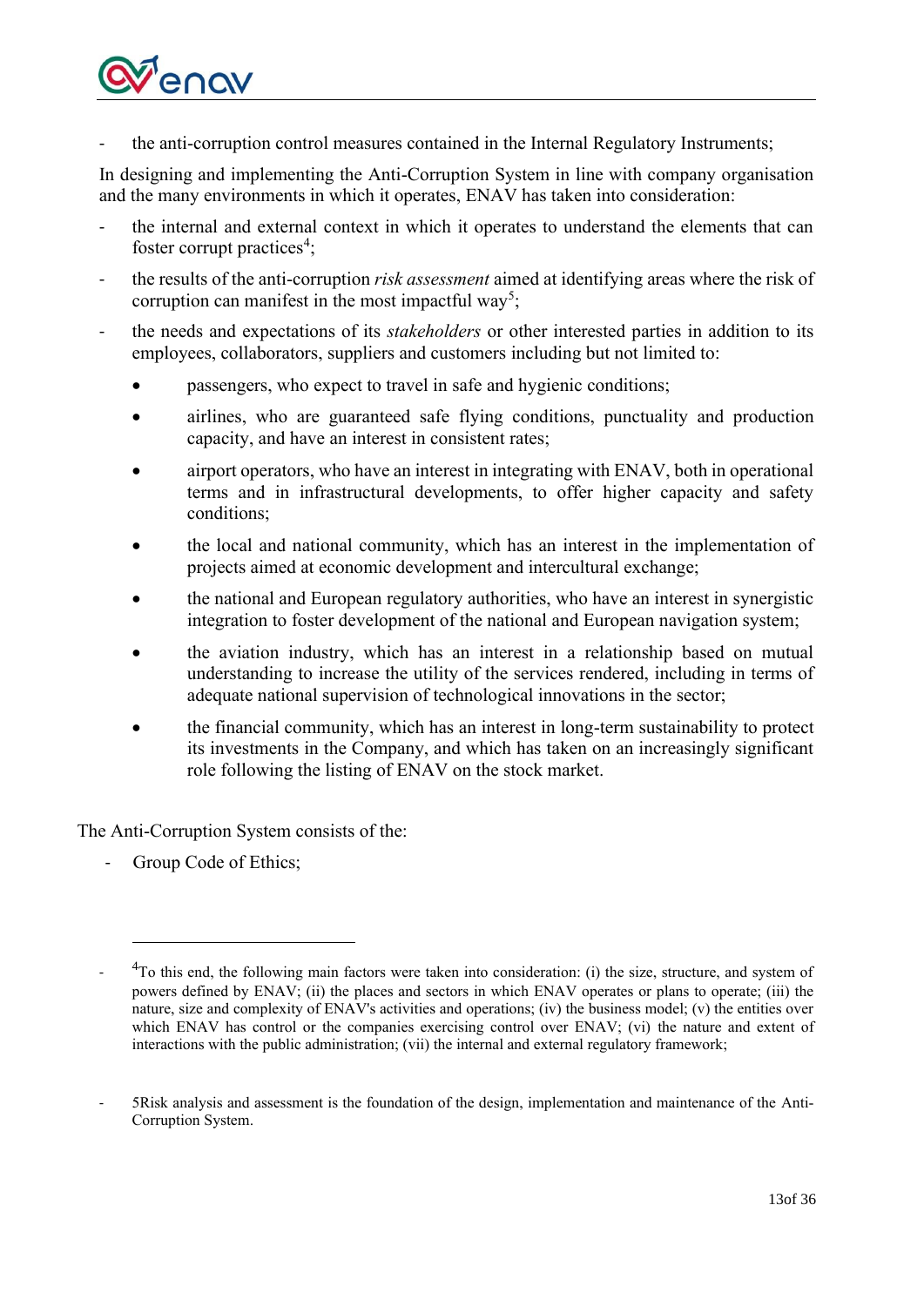- the anti-corruption control measures contained in the Internal Regulatory Instruments;

In designing and implementing the Anti-Corruption System in line with company organisation and the many environments in which it operates, ENAV has taken into consideration:

- the internal and external context in which it operates to understand the elements that can foster corrupt practices[4];
- the results of the anti-corruption *risk assessment* aimed at identifying areas where the risk of corruption can manifest in the most impactful way[5];
- the needs and expectations of its *stakeholders* or other interested parties in addition to its employees, collaborators, suppliers and customers including but not limited to:
  - passengers, who expect to travel in safe and hygienic conditions;
  - airlines, who are guaranteed safe flying conditions, punctuality and production capacity, and have an interest in consistent rates;
  - airport operators, who have an interest in integrating with ENAV, both in operational terms and in infrastructural developments, to offer higher capacity and safety conditions;
  - the local and national community, which has an interest in the implementation of projects aimed at economic development and intercultural exchange;
  - the national and European regulatory authorities, who have an interest in synergistic integration to foster development of the national and European navigation system;
  - the aviation industry, which has an interest in a relationship based on mutual understanding to increase the utility of the services rendered, including in terms of adequate national supervision of technological innovations in the sector;
  - the financial community, which has an interest in long-term sustainability to protect its investments in the Company, and which has taken on an increasingly significant role following the listing of ENAV on the stock market.

The Anti-Corruption System consists of the:

- Group Code of Ethics;

---

- [4]To this end, the following main factors were taken into consideration: (i) the size, structure, and system of powers defined by ENAV; (ii) the places and sectors in which ENAV operates or plans to operate; (iii) the nature, size and complexity of ENAV's activities and operations; (iv) the business model; (v) the entities over which ENAV has control or the companies exercising control over ENAV; (vi) the nature and extent of interactions with the public administration; (vii) the internal and external regulatory framework;

- 5Risk analysis and assessment is the foundation of the design, implementation and maintenance of the Anti-Corruption System.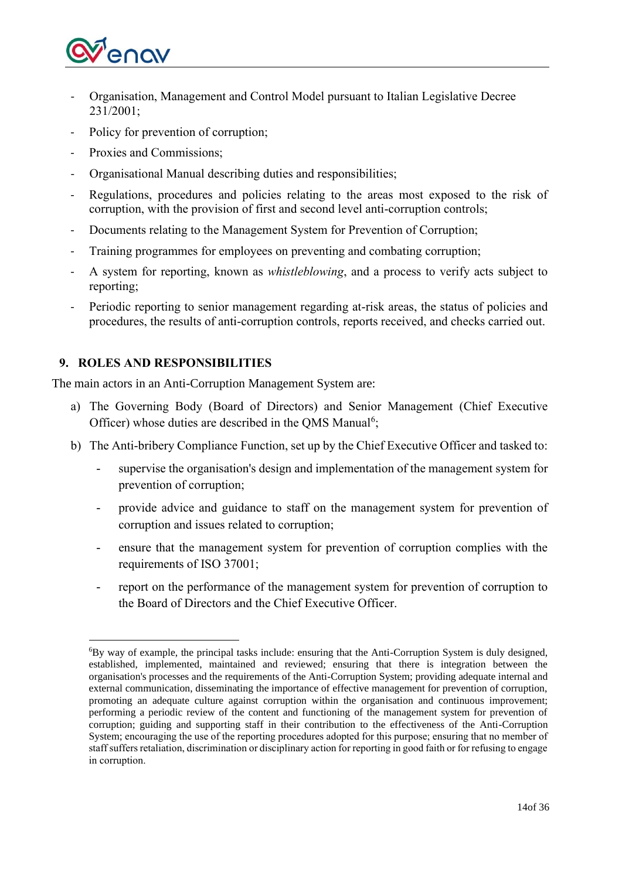- Organisation, Management and Control Model pursuant to Italian Legislative Decree 231/2001;
- Policy for prevention of corruption;
- Proxies and Commissions;
- Organisational Manual describing duties and responsibilities;
- Regulations, procedures and policies relating to the areas most exposed to the risk of corruption, with the provision of first and second level anti-corruption controls;
- Documents relating to the Management System for Prevention of Corruption;
- Training programmes for employees on preventing and combating corruption;
- A system for reporting, known as *whistleblowing*, and a process to verify acts subject to reporting;
- Periodic reporting to senior management regarding at-risk areas, the status of policies and procedures, the results of anti-corruption controls, reports received, and checks carried out.

## 9. ROLES AND RESPONSIBILITIES

The main actors in an Anti-Corruption Management System are:

a) The Governing Body (Board of Directors) and Senior Management (Chief Executive Officer) whose duties are described in the QMS Manual[6];

b) The Anti-bribery Compliance Function, set up by the Chief Executive Officer and tasked to:

   - supervise the organisation's design and implementation of the management system for prevention of corruption;
   - provide advice and guidance to staff on the management system for prevention of corruption and issues related to corruption;
   - ensure that the management system for prevention of corruption complies with the requirements of ISO 37001;
   - report on the performance of the management system for prevention of corruption to the Board of Directors and the Chief Executive Officer.

---

[6] By way of example, the principal tasks include: ensuring that the Anti-Corruption System is duly designed, established, implemented, maintained and reviewed; ensuring that there is integration between the organisation's processes and the requirements of the Anti-Corruption System; providing adequate internal and external communication, disseminating the importance of effective management for prevention of corruption, promoting an adequate culture against corruption within the organisation and continuous improvement; performing a periodic review of the content and functioning of the management system for prevention of corruption; guiding and supporting staff in their contribution to the effectiveness of the Anti-Corruption System; encouraging the use of the reporting procedures adopted for this purpose; ensuring that no member of staff suffers retaliation, discrimination or disciplinary action for reporting in good faith or for refusing to engage in corruption.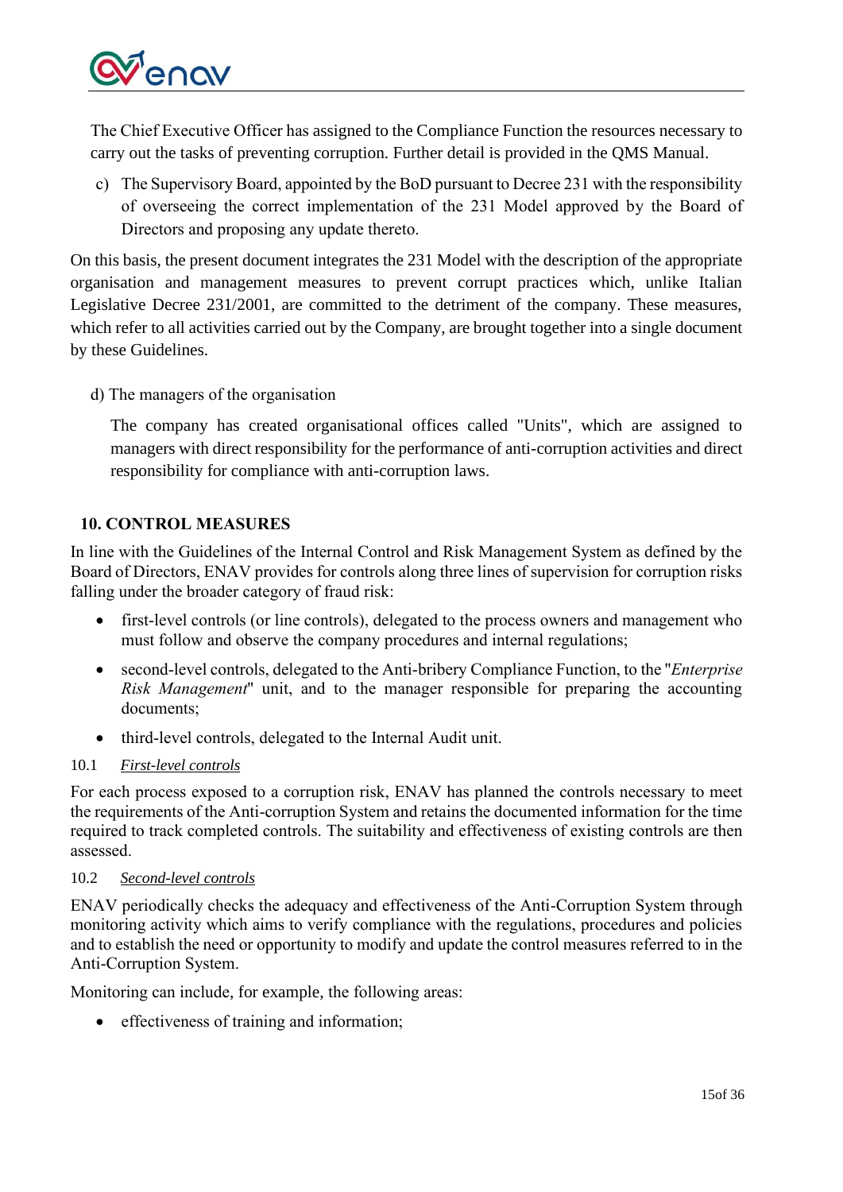The Chief Executive Officer has assigned to the Compliance Function the resources necessary to carry out the tasks of preventing corruption. Further detail is provided in the QMS Manual.

c) The Supervisory Board, appointed by the BoD pursuant to Decree 231 with the responsibility of overseeing the correct implementation of the 231 Model approved by the Board of Directors and proposing any update thereto.

On this basis, the present document integrates the 231 Model with the description of the appropriate organisation and management measures to prevent corrupt practices which, unlike Italian Legislative Decree 231/2001, are committed to the detriment of the company. These measures, which refer to all activities carried out by the Company, are brought together into a single document by these Guidelines.

d) The managers of the organisation

The company has created organisational offices called "Units", which are assigned to managers with direct responsibility for the performance of anti-corruption activities and direct responsibility for compliance with anti-corruption laws.

## 10. CONTROL MEASURES

In line with the Guidelines of the Internal Control and Risk Management System as defined by the Board of Directors, ENAV provides for controls along three lines of supervision for corruption risks falling under the broader category of fraud risk:

- first-level controls (or line controls), delegated to the process owners and management who must follow and observe the company procedures and internal regulations;
- second-level controls, delegated to the Anti-bribery Compliance Function, to the "*Enterprise Risk Management*" unit, and to the manager responsible for preparing the accounting documents;
- third-level controls, delegated to the Internal Audit unit.

### 10.1 *First-level controls*

For each process exposed to a corruption risk, ENAV has planned the controls necessary to meet the requirements of the Anti-corruption System and retains the documented information for the time required to track completed controls. The suitability and effectiveness of existing controls are then assessed.

### 10.2 *Second-level controls*

ENAV periodically checks the adequacy and effectiveness of the Anti-Corruption System through monitoring activity which aims to verify compliance with the regulations, procedures and policies and to establish the need or opportunity to modify and update the control measures referred to in the Anti-Corruption System.

Monitoring can include, for example, the following areas:

- effectiveness of training and information;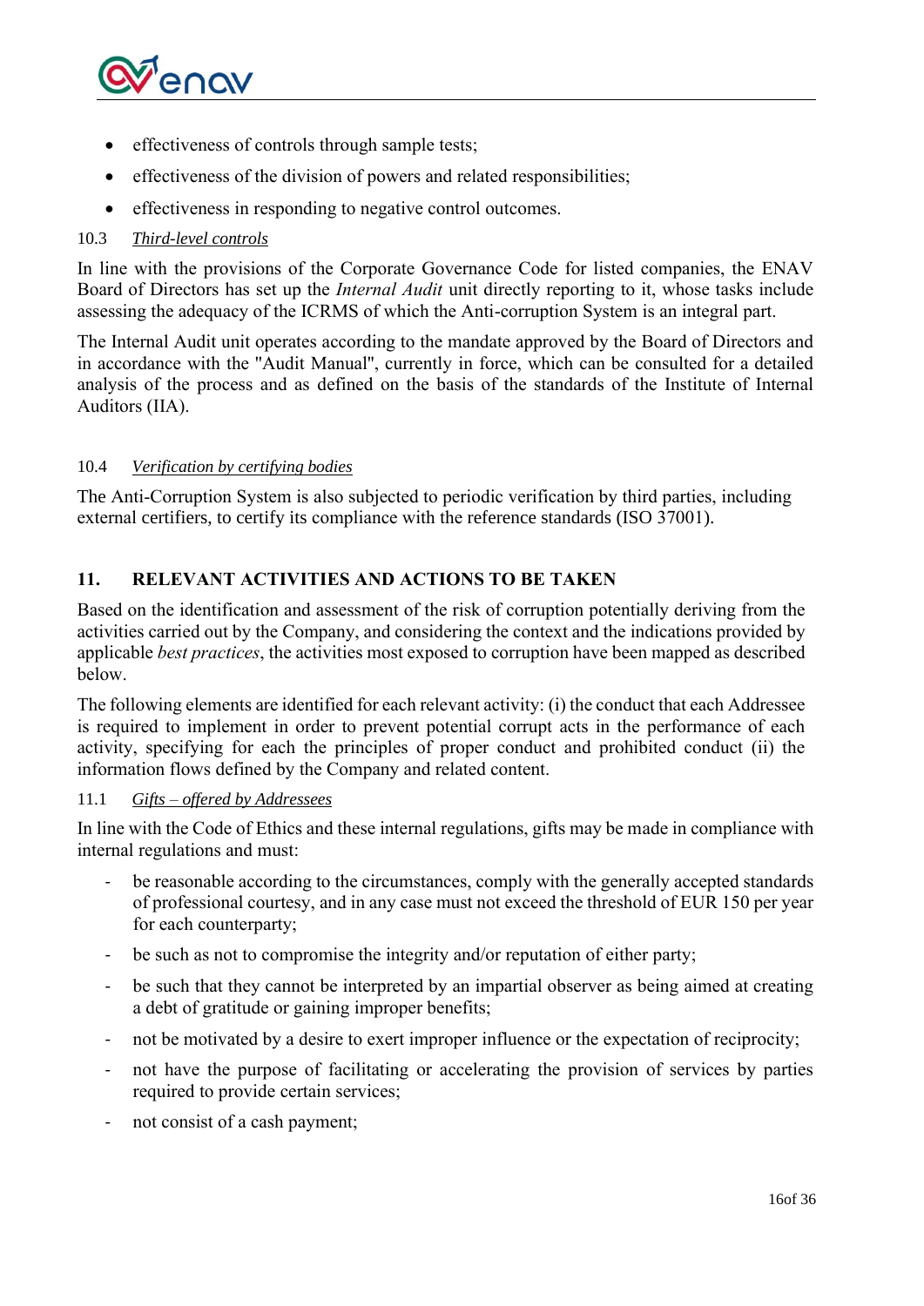- effectiveness of controls through sample tests;
- effectiveness of the division of powers and related responsibilities;
- effectiveness in responding to negative control outcomes.

### 10.3 *Third-level controls*

In line with the provisions of the Corporate Governance Code for listed companies, the ENAV Board of Directors has set up the *Internal Audit* unit directly reporting to it, whose tasks include assessing the adequacy of the ICRMS of which the Anti-corruption System is an integral part.

The Internal Audit unit operates according to the mandate approved by the Board of Directors and in accordance with the "Audit Manual", currently in force, which can be consulted for a detailed analysis of the process and as defined on the basis of the standards of the Institute of Internal Auditors (IIA).

### 10.4 *Verification by certifying bodies*

The Anti-Corruption System is also subjected to periodic verification by third parties, including external certifiers, to certify its compliance with the reference standards (ISO 37001).

## 11. RELEVANT ACTIVITIES AND ACTIONS TO BE TAKEN

Based on the identification and assessment of the risk of corruption potentially deriving from the activities carried out by the Company, and considering the context and the indications provided by applicable *best practices*, the activities most exposed to corruption have been mapped as described below.

The following elements are identified for each relevant activity: (i) the conduct that each Addressee is required to implement in order to prevent potential corrupt acts in the performance of each activity, specifying for each the principles of proper conduct and prohibited conduct (ii) the information flows defined by the Company and related content.

### 11.1 *Gifts – offered by Addressees*

In line with the Code of Ethics and these internal regulations, gifts may be made in compliance with internal regulations and must:

- be reasonable according to the circumstances, comply with the generally accepted standards of professional courtesy, and in any case must not exceed the threshold of EUR 150 per year for each counterparty;
- be such as not to compromise the integrity and/or reputation of either party;
- be such that they cannot be interpreted by an impartial observer as being aimed at creating a debt of gratitude or gaining improper benefits;
- not be motivated by a desire to exert improper influence or the expectation of reciprocity;
- not have the purpose of facilitating or accelerating the provision of services by parties required to provide certain services;
- not consist of a cash payment;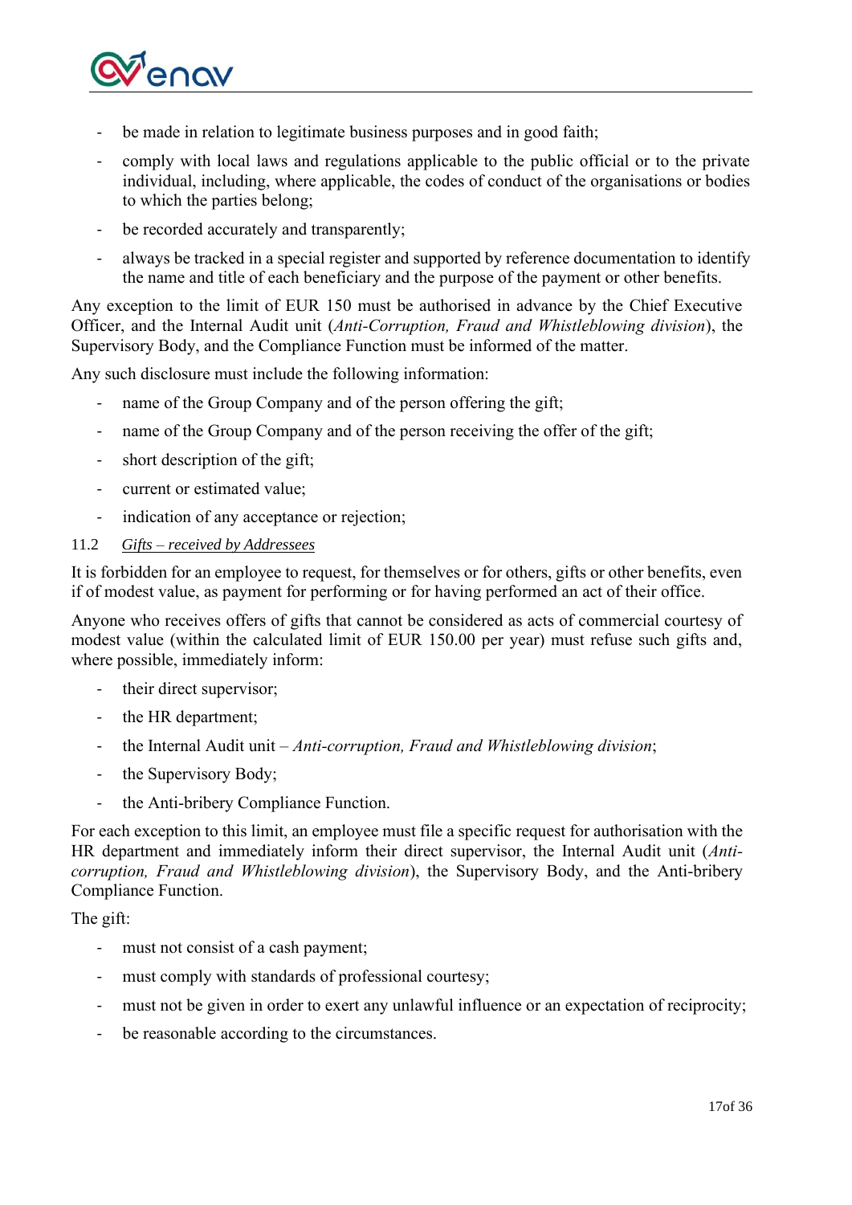- be made in relation to legitimate business purposes and in good faith;
- comply with local laws and regulations applicable to the public official or to the private individual, including, where applicable, the codes of conduct of the organisations or bodies to which the parties belong;
- be recorded accurately and transparently;
- always be tracked in a special register and supported by reference documentation to identify the name and title of each beneficiary and the purpose of the payment or other benefits.

Any exception to the limit of EUR 150 must be authorised in advance by the Chief Executive Officer, and the Internal Audit unit (*Anti-Corruption, Fraud and Whistleblowing division*), the Supervisory Body, and the Compliance Function must be informed of the matter.

Any such disclosure must include the following information:

- name of the Group Company and of the person offering the gift;
- name of the Group Company and of the person receiving the offer of the gift;
- short description of the gift;
- current or estimated value;
- indication of any acceptance or rejection;

### 11.2 *Gifts – received by Addressees*

It is forbidden for an employee to request, for themselves or for others, gifts or other benefits, even if of modest value, as payment for performing or for having performed an act of their office.

Anyone who receives offers of gifts that cannot be considered as acts of commercial courtesy of modest value (within the calculated limit of EUR 150.00 per year) must refuse such gifts and, where possible, immediately inform:

- their direct supervisor;
- the HR department;
- the Internal Audit unit – *Anti-corruption, Fraud and Whistleblowing division*;
- the Supervisory Body;
- the Anti-bribery Compliance Function.

For each exception to this limit, an employee must file a specific request for authorisation with the HR department and immediately inform their direct supervisor, the Internal Audit unit (*Anti-corruption, Fraud and Whistleblowing division*), the Supervisory Body, and the Anti-bribery Compliance Function.

The gift:

- must not consist of a cash payment;
- must comply with standards of professional courtesy;
- must not be given in order to exert any unlawful influence or an expectation of reciprocity;
- be reasonable according to the circumstances.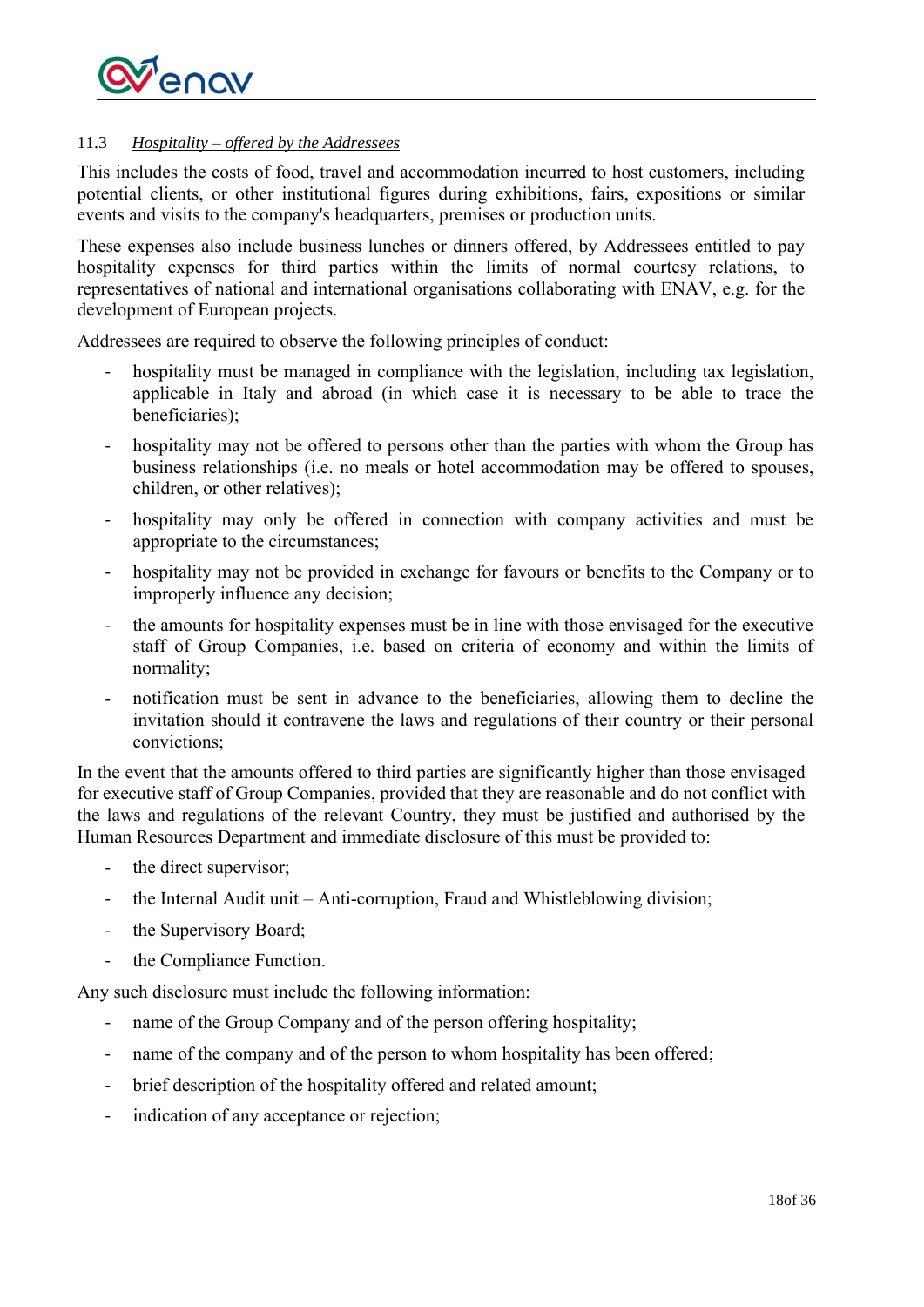### 11.3 *Hospitality – offered by the Addressees*

This includes the costs of food, travel and accommodation incurred to host customers, including potential clients, or other institutional figures during exhibitions, fairs, expositions or similar events and visits to the company's headquarters, premises or production units.

These expenses also include business lunches or dinners offered, by Addressees entitled to pay hospitality expenses for third parties within the limits of normal courtesy relations, to representatives of national and international organisations collaborating with ENAV, e.g. for the development of European projects.

Addressees are required to observe the following principles of conduct:

- hospitality must be managed in compliance with the legislation, including tax legislation, applicable in Italy and abroad (in which case it is necessary to be able to trace the beneficiaries);
- hospitality may not be offered to persons other than the parties with whom the Group has business relationships (i.e. no meals or hotel accommodation may be offered to spouses, children, or other relatives);
- hospitality may only be offered in connection with company activities and must be appropriate to the circumstances;
- hospitality may not be provided in exchange for favours or benefits to the Company or to improperly influence any decision;
- the amounts for hospitality expenses must be in line with those envisaged for the executive staff of Group Companies, i.e. based on criteria of economy and within the limits of normality;
- notification must be sent in advance to the beneficiaries, allowing them to decline the invitation should it contravene the laws and regulations of their country or their personal convictions;

In the event that the amounts offered to third parties are significantly higher than those envisaged for executive staff of Group Companies, provided that they are reasonable and do not conflict with the laws and regulations of the relevant Country, they must be justified and authorised by the Human Resources Department and immediate disclosure of this must be provided to:

- the direct supervisor;
- the Internal Audit unit – Anti-corruption, Fraud and Whistleblowing division;
- the Supervisory Board;
- the Compliance Function.

Any such disclosure must include the following information:

- name of the Group Company and of the person offering hospitality;
- name of the company and of the person to whom hospitality has been offered;
- brief description of the hospitality offered and related amount;
- indication of any acceptance or rejection;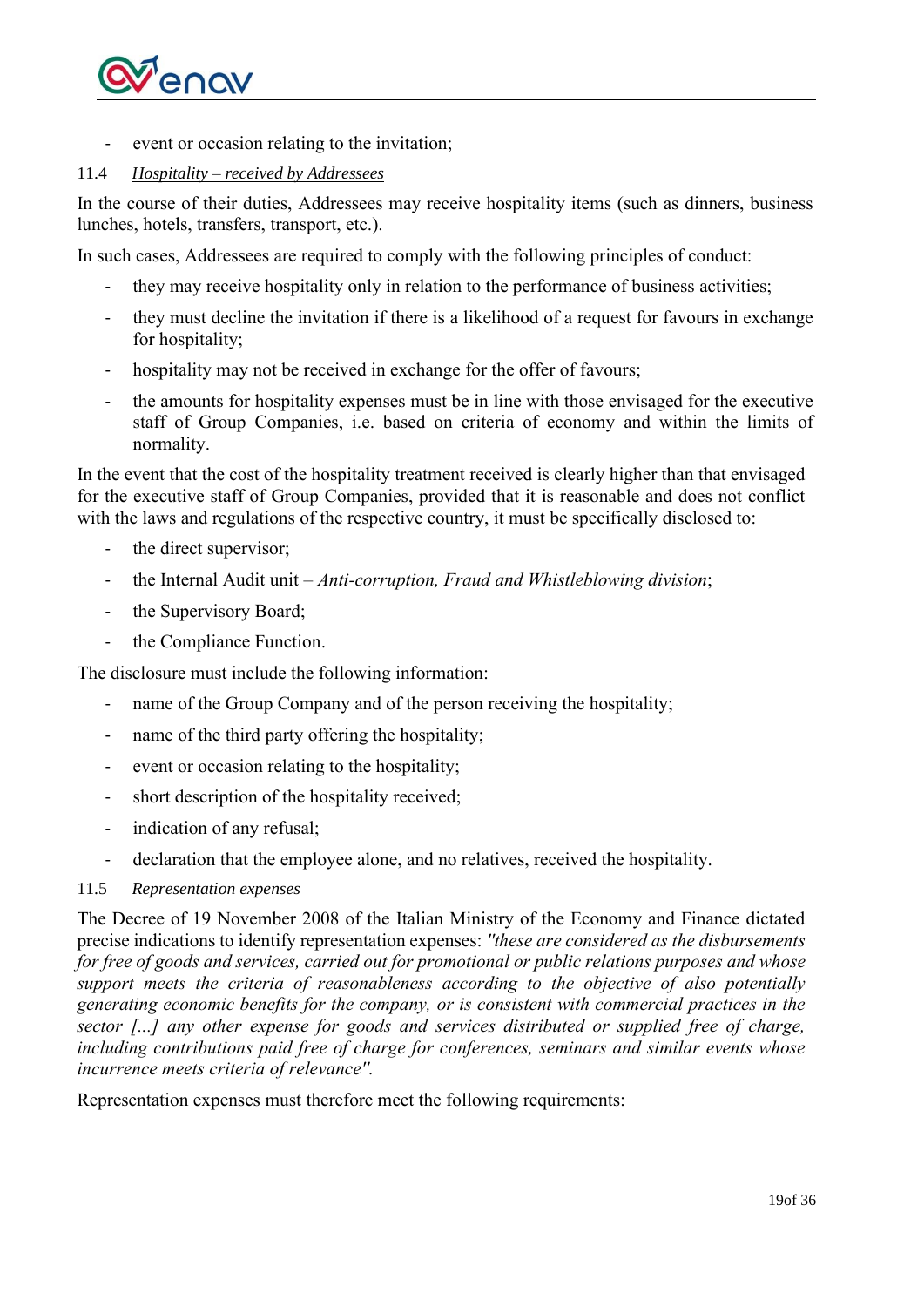- event or occasion relating to the invitation;

### 11.4 *Hospitality – received by Addressees*

In the course of their duties, Addressees may receive hospitality items (such as dinners, business lunches, hotels, transfers, transport, etc.).

In such cases, Addressees are required to comply with the following principles of conduct:

- they may receive hospitality only in relation to the performance of business activities;
- they must decline the invitation if there is a likelihood of a request for favours in exchange for hospitality;
- hospitality may not be received in exchange for the offer of favours;
- the amounts for hospitality expenses must be in line with those envisaged for the executive staff of Group Companies, i.e. based on criteria of economy and within the limits of normality.

In the event that the cost of the hospitality treatment received is clearly higher than that envisaged for the executive staff of Group Companies, provided that it is reasonable and does not conflict with the laws and regulations of the respective country, it must be specifically disclosed to:

- the direct supervisor;
- the Internal Audit unit – *Anti-corruption, Fraud and Whistleblowing division*;
- the Supervisory Board;
- the Compliance Function.

The disclosure must include the following information:

- name of the Group Company and of the person receiving the hospitality;
- name of the third party offering the hospitality;
- event or occasion relating to the hospitality;
- short description of the hospitality received;
- indication of any refusal;
- declaration that the employee alone, and no relatives, received the hospitality.

### 11.5 *Representation expenses*

The Decree of 19 November 2008 of the Italian Ministry of the Economy and Finance dictated precise indications to identify representation expenses: *"these are considered as the disbursements for free of goods and services, carried out for promotional or public relations purposes and whose support meets the criteria of reasonableness according to the objective of also potentially generating economic benefits for the company, or is consistent with commercial practices in the sector [...] any other expense for goods and services distributed or supplied free of charge, including contributions paid free of charge for conferences, seminars and similar events whose incurrence meets criteria of relevance".*

Representation expenses must therefore meet the following requirements: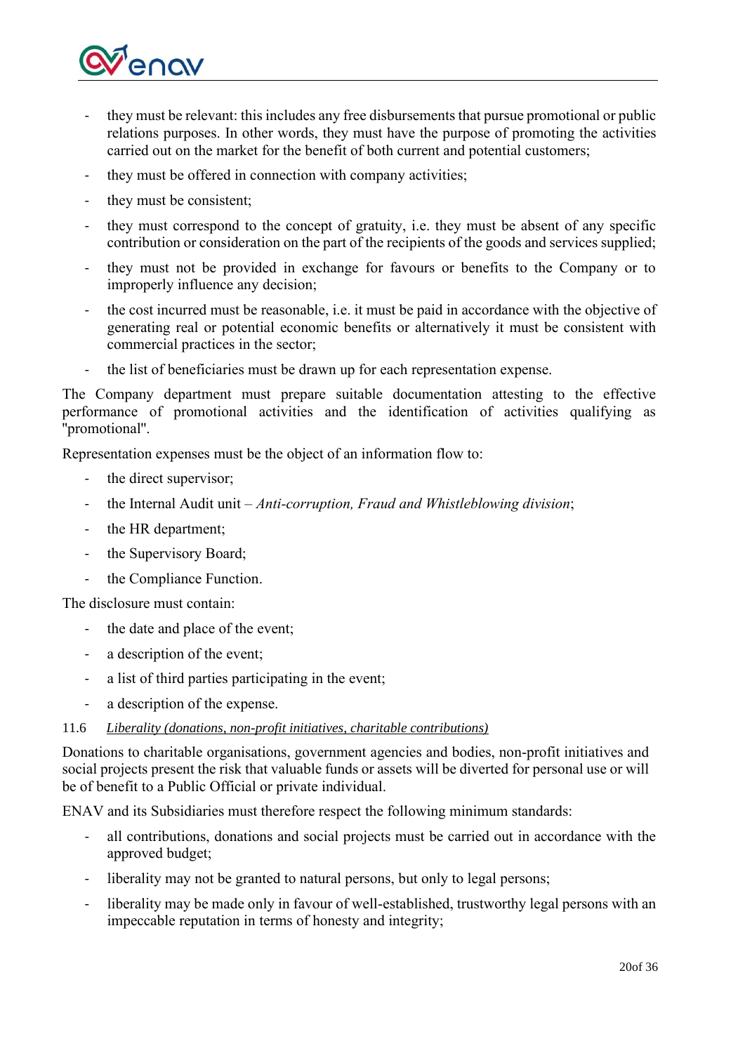- they must be relevant: this includes any free disbursements that pursue promotional or public relations purposes. In other words, they must have the purpose of promoting the activities carried out on the market for the benefit of both current and potential customers;
- they must be offered in connection with company activities;
- they must be consistent;
- they must correspond to the concept of gratuity, i.e. they must be absent of any specific contribution or consideration on the part of the recipients of the goods and services supplied;
- they must not be provided in exchange for favours or benefits to the Company or to improperly influence any decision;
- the cost incurred must be reasonable, i.e. it must be paid in accordance with the objective of generating real or potential economic benefits or alternatively it must be consistent with commercial practices in the sector;
- the list of beneficiaries must be drawn up for each representation expense.

The Company department must prepare suitable documentation attesting to the effective performance of promotional activities and the identification of activities qualifying as "promotional".

Representation expenses must be the object of an information flow to:

- the direct supervisor;
- the Internal Audit unit – *Anti-corruption, Fraud and Whistleblowing division*;
- the HR department;
- the Supervisory Board;
- the Compliance Function.

The disclosure must contain:

- the date and place of the event;
- a description of the event;
- a list of third parties participating in the event;
- a description of the expense.

### 11.6 *Liberality (donations, non-profit initiatives, charitable contributions)*

Donations to charitable organisations, government agencies and bodies, non-profit initiatives and social projects present the risk that valuable funds or assets will be diverted for personal use or will be of benefit to a Public Official or private individual.

ENAV and its Subsidiaries must therefore respect the following minimum standards:

- all contributions, donations and social projects must be carried out in accordance with the approved budget;
- liberality may not be granted to natural persons, but only to legal persons;
- liberality may be made only in favour of well-established, trustworthy legal persons with an impeccable reputation in terms of honesty and integrity;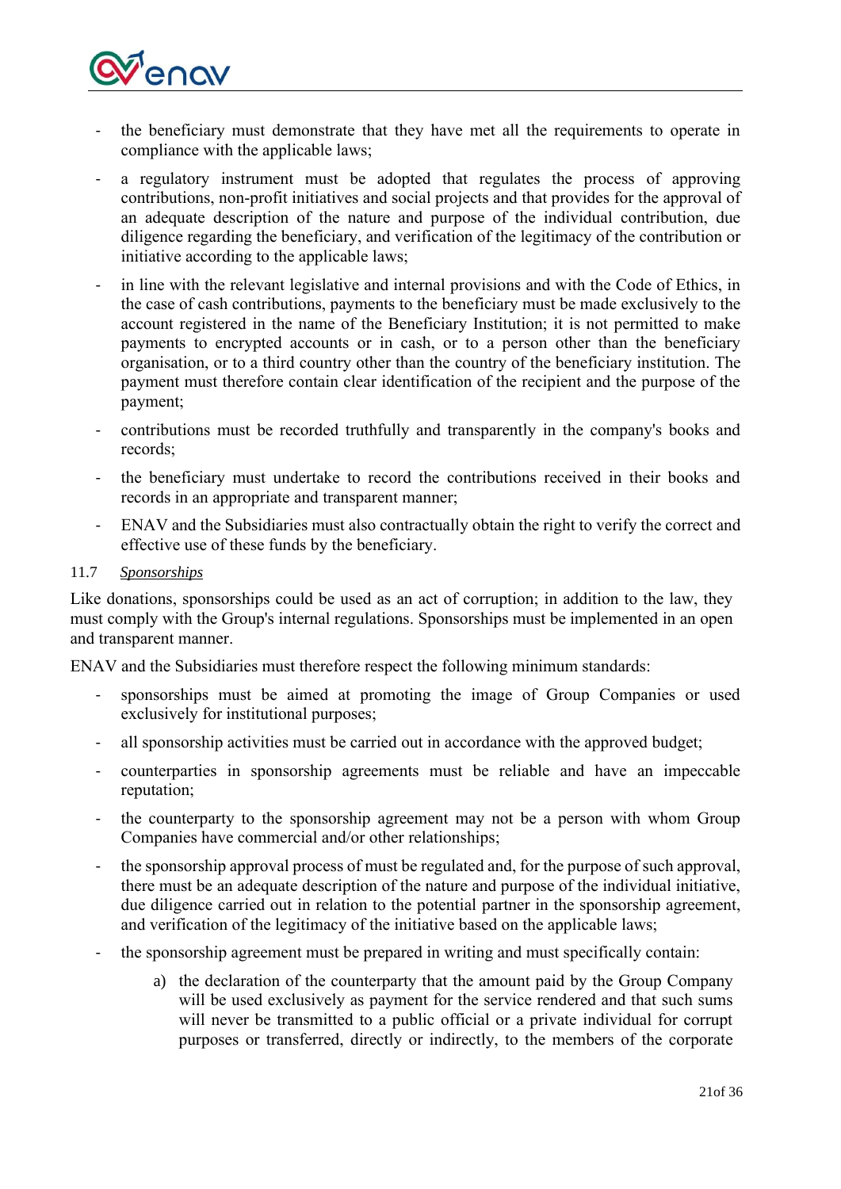- the beneficiary must demonstrate that they have met all the requirements to operate in compliance with the applicable laws;
- a regulatory instrument must be adopted that regulates the process of approving contributions, non-profit initiatives and social projects and that provides for the approval of an adequate description of the nature and purpose of the individual contribution, due diligence regarding the beneficiary, and verification of the legitimacy of the contribution or initiative according to the applicable laws;
- in line with the relevant legislative and internal provisions and with the Code of Ethics, in the case of cash contributions, payments to the beneficiary must be made exclusively to the account registered in the name of the Beneficiary Institution; it is not permitted to make payments to encrypted accounts or in cash, or to a person other than the beneficiary organisation, or to a third country other than the country of the beneficiary institution. The payment must therefore contain clear identification of the recipient and the purpose of the payment;
- contributions must be recorded truthfully and transparently in the company's books and records;
- the beneficiary must undertake to record the contributions received in their books and records in an appropriate and transparent manner;
- ENAV and the Subsidiaries must also contractually obtain the right to verify the correct and effective use of these funds by the beneficiary.

### 11.7 *Sponsorships*

Like donations, sponsorships could be used as an act of corruption; in addition to the law, they must comply with the Group's internal regulations. Sponsorships must be implemented in an open and transparent manner.

ENAV and the Subsidiaries must therefore respect the following minimum standards:

- sponsorships must be aimed at promoting the image of Group Companies or used exclusively for institutional purposes;
- all sponsorship activities must be carried out in accordance with the approved budget;
- counterparties in sponsorship agreements must be reliable and have an impeccable reputation;
- the counterparty to the sponsorship agreement may not be a person with whom Group Companies have commercial and/or other relationships;
- the sponsorship approval process of must be regulated and, for the purpose of such approval, there must be an adequate description of the nature and purpose of the individual initiative, due diligence carried out in relation to the potential partner in the sponsorship agreement, and verification of the legitimacy of the initiative based on the applicable laws;
- the sponsorship agreement must be prepared in writing and must specifically contain:
    a) the declaration of the counterparty that the amount paid by the Group Company will be used exclusively as payment for the service rendered and that such sums will never be transmitted to a public official or a private individual for corrupt purposes or transferred, directly or indirectly, to the members of the corporate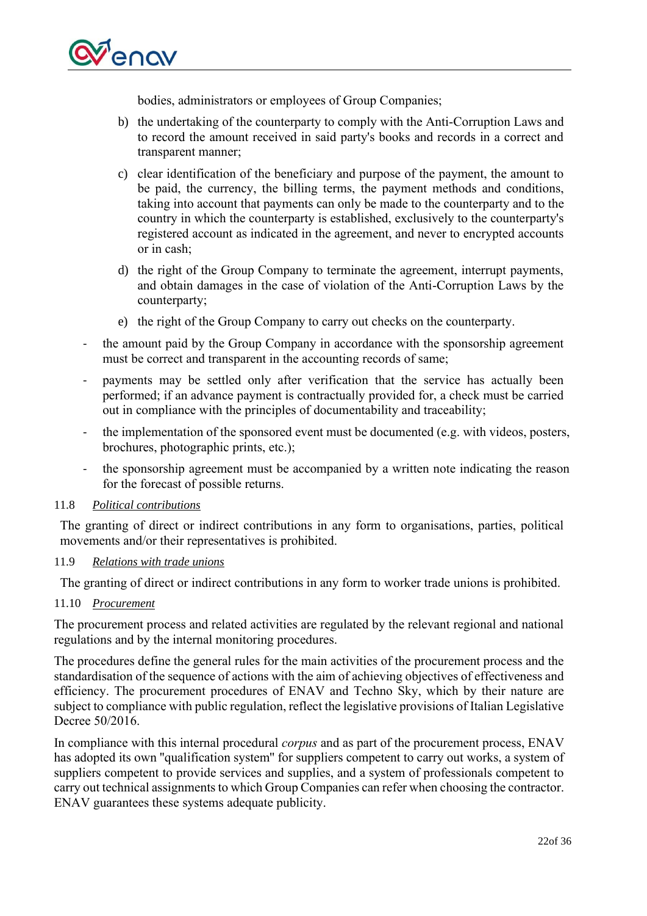bodies, administrators or employees of Group Companies;

b) the undertaking of the counterparty to comply with the Anti-Corruption Laws and to record the amount received in said party's books and records in a correct and transparent manner;

c) clear identification of the beneficiary and purpose of the payment, the amount to be paid, the currency, the billing terms, the payment methods and conditions, taking into account that payments can only be made to the counterparty and to the country in which the counterparty is established, exclusively to the counterparty's registered account as indicated in the agreement, and never to encrypted accounts or in cash;

d) the right of the Group Company to terminate the agreement, interrupt payments, and obtain damages in the case of violation of the Anti-Corruption Laws by the counterparty;

e) the right of the Group Company to carry out checks on the counterparty.

- the amount paid by the Group Company in accordance with the sponsorship agreement must be correct and transparent in the accounting records of same;
- payments may be settled only after verification that the service has actually been performed; if an advance payment is contractually provided for, a check must be carried out in compliance with the principles of documentability and traceability;
- the implementation of the sponsored event must be documented (e.g. with videos, posters, brochures, photographic prints, etc.);
- the sponsorship agreement must be accompanied by a written note indicating the reason for the forecast of possible returns.

### 11.8 *Political contributions*

The granting of direct or indirect contributions in any form to organisations, parties, political movements and/or their representatives is prohibited.

### 11.9 *Relations with trade unions*

The granting of direct or indirect contributions in any form to worker trade unions is prohibited.

### 11.10 *Procurement*

The procurement process and related activities are regulated by the relevant regional and national regulations and by the internal monitoring procedures.

The procedures define the general rules for the main activities of the procurement process and the standardisation of the sequence of actions with the aim of achieving objectives of effectiveness and efficiency. The procurement procedures of ENAV and Techno Sky, which by their nature are subject to compliance with public regulation, reflect the legislative provisions of Italian Legislative Decree 50/2016.

In compliance with this internal procedural *corpus* and as part of the procurement process, ENAV has adopted its own "qualification system" for suppliers competent to carry out works, a system of suppliers competent to provide services and supplies, and a system of professionals competent to carry out technical assignments to which Group Companies can refer when choosing the contractor. ENAV guarantees these systems adequate publicity.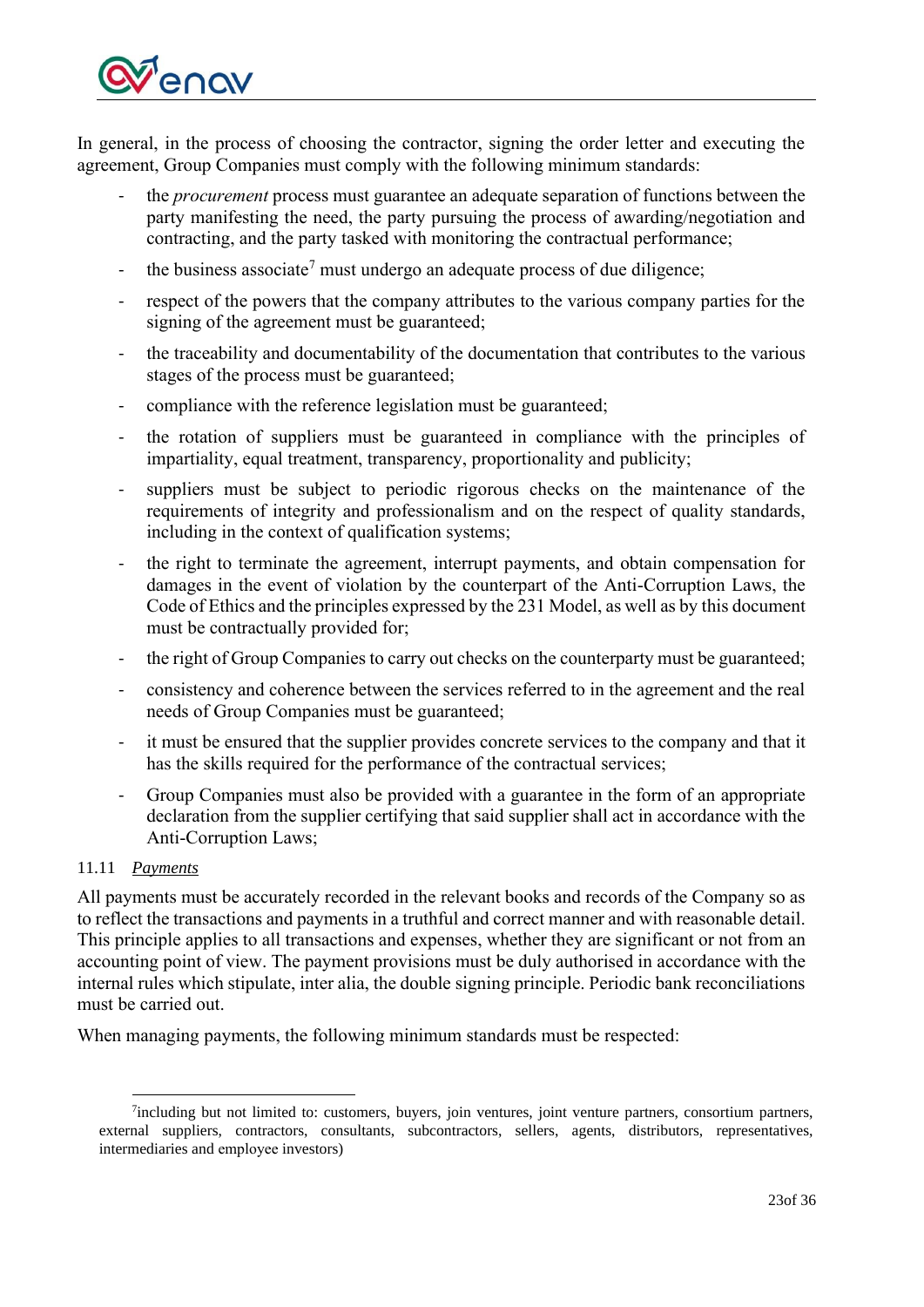In general, in the process of choosing the contractor, signing the order letter and executing the agreement, Group Companies must comply with the following minimum standards:

- the *procurement* process must guarantee an adequate separation of functions between the party manifesting the need, the party pursuing the process of awarding/negotiation and contracting, and the party tasked with monitoring the contractual performance;
- the business associate[7] must undergo an adequate process of due diligence;
- respect of the powers that the company attributes to the various company parties for the signing of the agreement must be guaranteed;
- the traceability and documentability of the documentation that contributes to the various stages of the process must be guaranteed;
- compliance with the reference legislation must be guaranteed;
- the rotation of suppliers must be guaranteed in compliance with the principles of impartiality, equal treatment, transparency, proportionality and publicity;
- suppliers must be subject to periodic rigorous checks on the maintenance of the requirements of integrity and professionalism and on the respect of quality standards, including in the context of qualification systems;
- the right to terminate the agreement, interrupt payments, and obtain compensation for damages in the event of violation by the counterpart of the Anti-Corruption Laws, the Code of Ethics and the principles expressed by the 231 Model, as well as by this document must be contractually provided for;
- the right of Group Companies to carry out checks on the counterparty must be guaranteed;
- consistency and coherence between the services referred to in the agreement and the real needs of Group Companies must be guaranteed;
- it must be ensured that the supplier provides concrete services to the company and that it has the skills required for the performance of the contractual services;
- Group Companies must also be provided with a guarantee in the form of an appropriate declaration from the supplier certifying that said supplier shall act in accordance with the Anti-Corruption Laws;

### 11.11 *Payments*

All payments must be accurately recorded in the relevant books and records of the Company so as to reflect the transactions and payments in a truthful and correct manner and with reasonable detail. This principle applies to all transactions and expenses, whether they are significant or not from an accounting point of view. The payment provisions must be duly authorised in accordance with the internal rules which stipulate, inter alia, the double signing principle. Periodic bank reconciliations must be carried out.

When managing payments, the following minimum standards must be respected:

---

[7] including but not limited to: customers, buyers, join ventures, joint venture partners, consortium partners, external suppliers, contractors, consultants, subcontractors, sellers, agents, distributors, representatives, intermediaries and employee investors)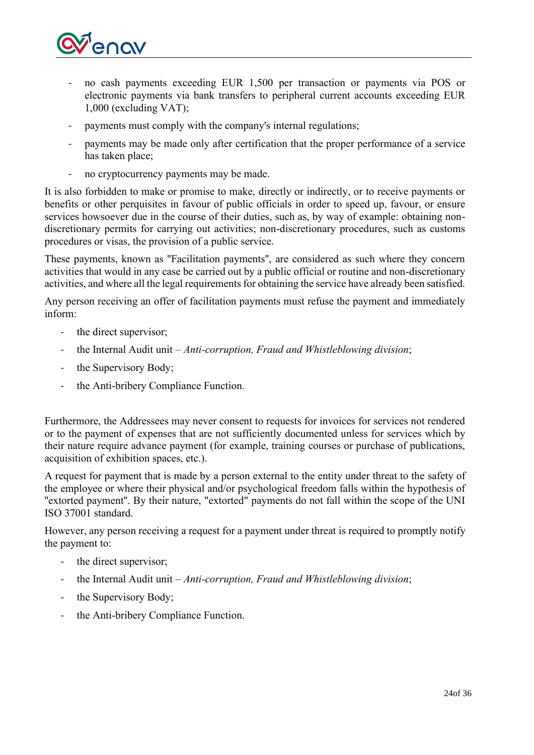- no cash payments exceeding EUR 1,500 per transaction or payments via POS or electronic payments via bank transfers to peripheral current accounts exceeding EUR 1,000 (excluding VAT);
- payments must comply with the company's internal regulations;
- payments may be made only after certification that the proper performance of a service has taken place;
- no cryptocurrency payments may be made.

It is also forbidden to make or promise to make, directly or indirectly, or to receive payments or benefits or other perquisites in favour of public officials in order to speed up, favour, or ensure services howsoever due in the course of their duties, such as, by way of example: obtaining non-discretionary permits for carrying out activities; non-discretionary procedures, such as customs procedures or visas, the provision of a public service.

These payments, known as "Facilitation payments", are considered as such where they concern activities that would in any case be carried out by a public official or routine and non-discretionary activities, and where all the legal requirements for obtaining the service have already been satisfied.

Any person receiving an offer of facilitation payments must refuse the payment and immediately inform:

- the direct supervisor;
- the Internal Audit unit – *Anti-corruption, Fraud and Whistleblowing division*;
- the Supervisory Body;
- the Anti-bribery Compliance Function.

Furthermore, the Addressees may never consent to requests for invoices for services not rendered or to the payment of expenses that are not sufficiently documented unless for services which by their nature require advance payment (for example, training courses or purchase of publications, acquisition of exhibition spaces, etc.).

A request for payment that is made by a person external to the entity under threat to the safety of the employee or where their physical and/or psychological freedom falls within the hypothesis of "extorted payment". By their nature, "extorted" payments do not fall within the scope of the UNI ISO 37001 standard.

However, any person receiving a request for a payment under threat is required to promptly notify the payment to:

- the direct supervisor;
- the Internal Audit unit – *Anti-corruption, Fraud and Whistleblowing division*;
- the Supervisory Body;
- the Anti-bribery Compliance Function.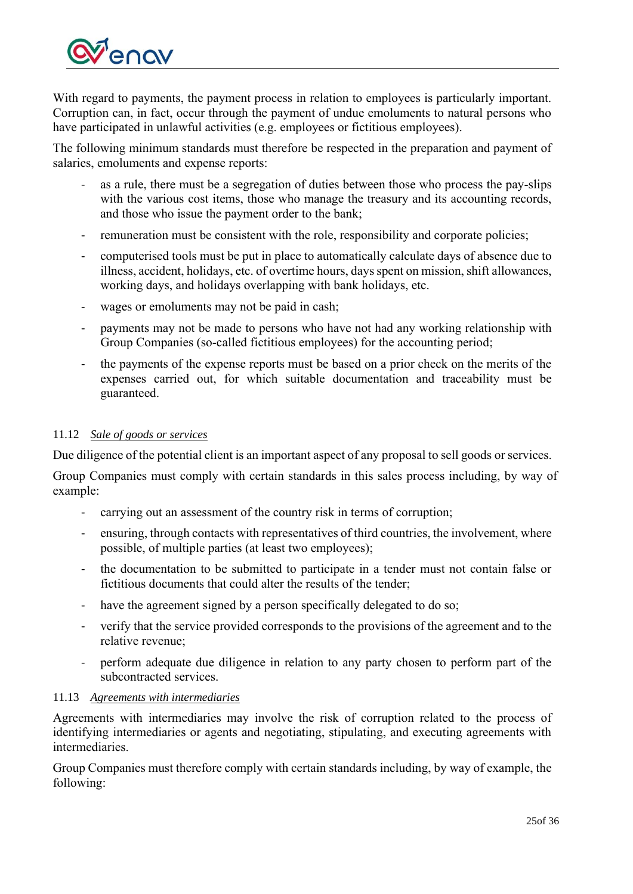With regard to payments, the payment process in relation to employees is particularly important. Corruption can, in fact, occur through the payment of undue emoluments to natural persons who have participated in unlawful activities (e.g. employees or fictitious employees).

The following minimum standards must therefore be respected in the preparation and payment of salaries, emoluments and expense reports:

- as a rule, there must be a segregation of duties between those who process the pay-slips with the various cost items, those who manage the treasury and its accounting records, and those who issue the payment order to the bank;
- remuneration must be consistent with the role, responsibility and corporate policies;
- computerised tools must be put in place to automatically calculate days of absence due to illness, accident, holidays, etc. of overtime hours, days spent on mission, shift allowances, working days, and holidays overlapping with bank holidays, etc.
- wages or emoluments may not be paid in cash;
- payments may not be made to persons who have not had any working relationship with Group Companies (so-called fictitious employees) for the accounting period;
- the payments of the expense reports must be based on a prior check on the merits of the expenses carried out, for which suitable documentation and traceability must be guaranteed.

### 11.12 *Sale of goods or services*

Due diligence of the potential client is an important aspect of any proposal to sell goods or services.

Group Companies must comply with certain standards in this sales process including, by way of example:

- carrying out an assessment of the country risk in terms of corruption;
- ensuring, through contacts with representatives of third countries, the involvement, where possible, of multiple parties (at least two employees);
- the documentation to be submitted to participate in a tender must not contain false or fictitious documents that could alter the results of the tender;
- have the agreement signed by a person specifically delegated to do so;
- verify that the service provided corresponds to the provisions of the agreement and to the relative revenue;
- perform adequate due diligence in relation to any party chosen to perform part of the subcontracted services.

### 11.13 *Agreements with intermediaries*

Agreements with intermediaries may involve the risk of corruption related to the process of identifying intermediaries or agents and negotiating, stipulating, and executing agreements with intermediaries.

Group Companies must therefore comply with certain standards including, by way of example, the following: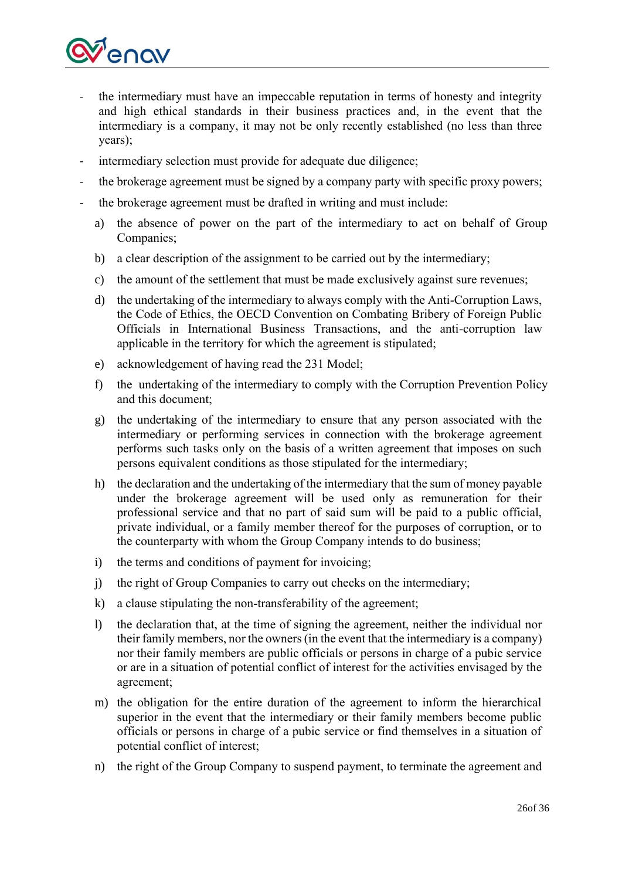- the intermediary must have an impeccable reputation in terms of honesty and integrity and high ethical standards in their business practices and, in the event that the intermediary is a company, it may not be only recently established (no less than three years);
- intermediary selection must provide for adequate due diligence;
- the brokerage agreement must be signed by a company party with specific proxy powers;
- the brokerage agreement must be drafted in writing and must include:
  a) the absence of power on the part of the intermediary to act on behalf of Group Companies;
  b) a clear description of the assignment to be carried out by the intermediary;
  c) the amount of the settlement that must be made exclusively against sure revenues;
  d) the undertaking of the intermediary to always comply with the Anti-Corruption Laws, the Code of Ethics, the OECD Convention on Combating Bribery of Foreign Public Officials in International Business Transactions, and the anti-corruption law applicable in the territory for which the agreement is stipulated;
  e) acknowledgement of having read the 231 Model;
  f) the undertaking of the intermediary to comply with the Corruption Prevention Policy and this document;
  g) the undertaking of the intermediary to ensure that any person associated with the intermediary or performing services in connection with the brokerage agreement performs such tasks only on the basis of a written agreement that imposes on such persons equivalent conditions as those stipulated for the intermediary;
  h) the declaration and the undertaking of the intermediary that the sum of money payable under the brokerage agreement will be used only as remuneration for their professional service and that no part of said sum will be paid to a public official, private individual, or a family member thereof for the purposes of corruption, or to the counterparty with whom the Group Company intends to do business;
  i) the terms and conditions of payment for invoicing;
  j) the right of Group Companies to carry out checks on the intermediary;
  k) a clause stipulating the non-transferability of the agreement;
  l) the declaration that, at the time of signing the agreement, neither the individual nor their family members, nor the owners (in the event that the intermediary is a company) nor their family members are public officials or persons in charge of a pubic service or are in a situation of potential conflict of interest for the activities envisaged by the agreement;
  m) the obligation for the entire duration of the agreement to inform the hierarchical superior in the event that the intermediary or their family members become public officials or persons in charge of a pubic service or find themselves in a situation of potential conflict of interest;
  n) the right of the Group Company to suspend payment, to terminate the agreement and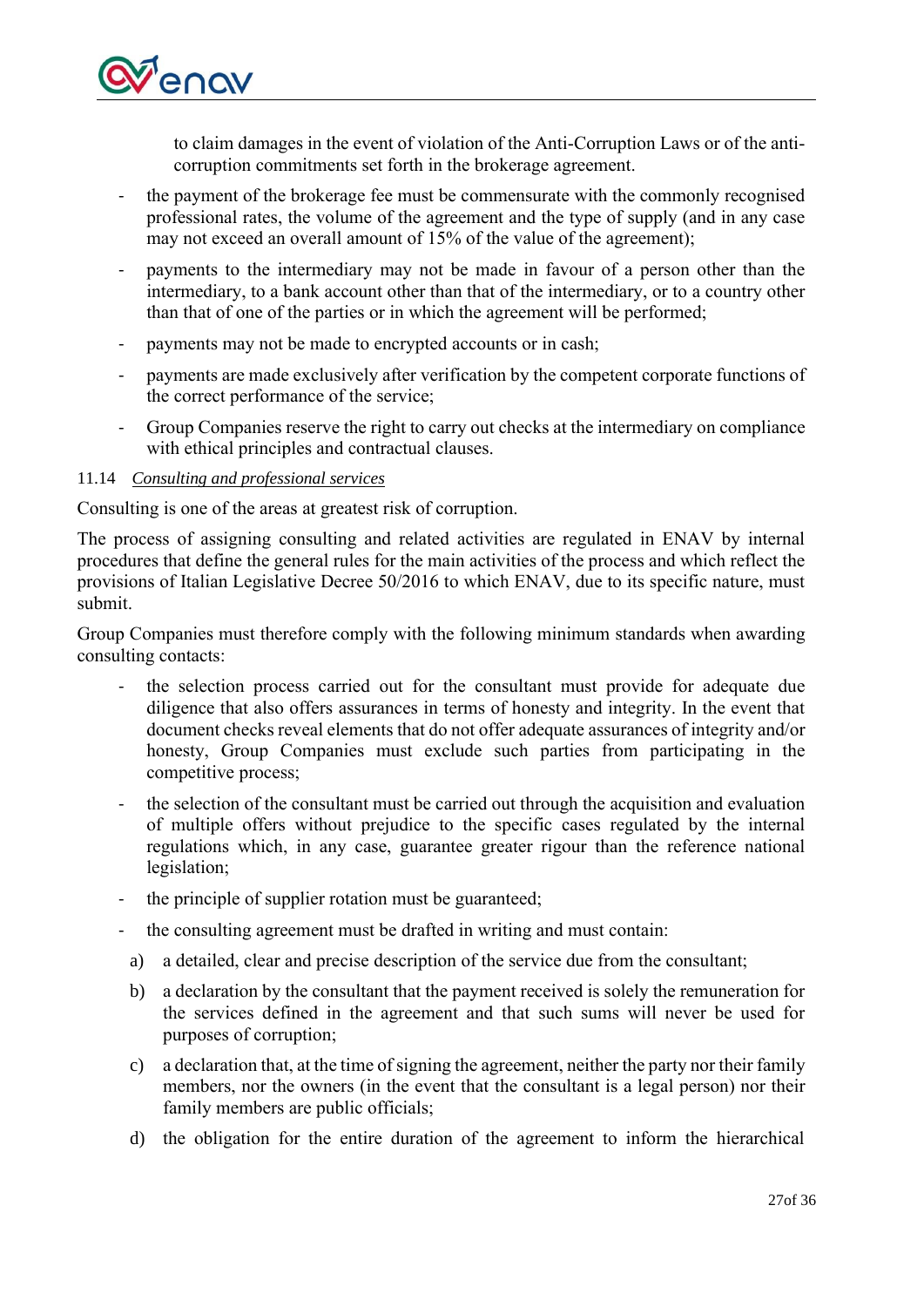to claim damages in the event of violation of the Anti-Corruption Laws or of the anti-corruption commitments set forth in the brokerage agreement.

- the payment of the brokerage fee must be commensurate with the commonly recognised professional rates, the volume of the agreement and the type of supply (and in any case may not exceed an overall amount of 15% of the value of the agreement);
- payments to the intermediary may not be made in favour of a person other than the intermediary, to a bank account other than that of the intermediary, or to a country other than that of one of the parties or in which the agreement will be performed;
- payments may not be made to encrypted accounts or in cash;
- payments are made exclusively after verification by the competent corporate functions of the correct performance of the service;
- Group Companies reserve the right to carry out checks at the intermediary on compliance with ethical principles and contractual clauses.

11.14 *Consulting and professional services*

Consulting is one of the areas at greatest risk of corruption.

The process of assigning consulting and related activities are regulated in ENAV by internal procedures that define the general rules for the main activities of the process and which reflect the provisions of Italian Legislative Decree 50/2016 to which ENAV, due to its specific nature, must submit.

Group Companies must therefore comply with the following minimum standards when awarding consulting contacts:

- the selection process carried out for the consultant must provide for adequate due diligence that also offers assurances in terms of honesty and integrity. In the event that document checks reveal elements that do not offer adequate assurances of integrity and/or honesty, Group Companies must exclude such parties from participating in the competitive process;
- the selection of the consultant must be carried out through the acquisition and evaluation of multiple offers without prejudice to the specific cases regulated by the internal regulations which, in any case, guarantee greater rigour than the reference national legislation;
- the principle of supplier rotation must be guaranteed;
- the consulting agreement must be drafted in writing and must contain:
  a) a detailed, clear and precise description of the service due from the consultant;
  b) a declaration by the consultant that the payment received is solely the remuneration for the services defined in the agreement and that such sums will never be used for purposes of corruption;
  c) a declaration that, at the time of signing the agreement, neither the party nor their family members, nor the owners (in the event that the consultant is a legal person) nor their family members are public officials;
  d) the obligation for the entire duration of the agreement to inform the hierarchical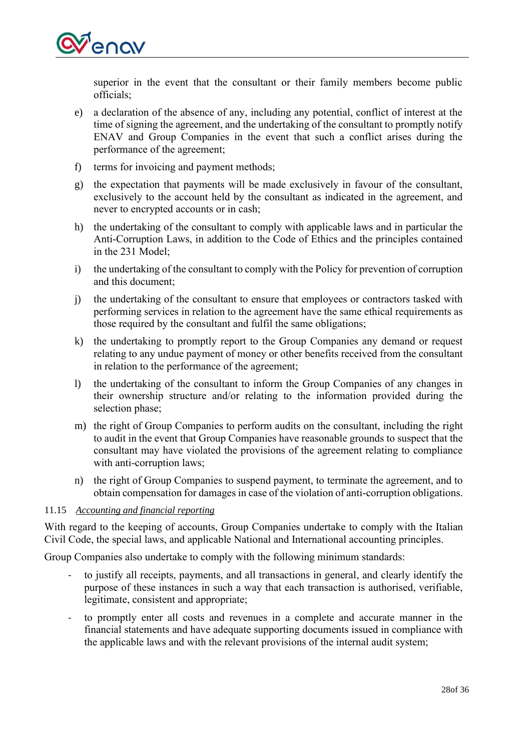superior in the event that the consultant or their family members become public officials;

e) a declaration of the absence of any, including any potential, conflict of interest at the time of signing the agreement, and the undertaking of the consultant to promptly notify ENAV and Group Companies in the event that such a conflict arises during the performance of the agreement;

f) terms for invoicing and payment methods;

g) the expectation that payments will be made exclusively in favour of the consultant, exclusively to the account held by the consultant as indicated in the agreement, and never to encrypted accounts or in cash;

h) the undertaking of the consultant to comply with applicable laws and in particular the Anti-Corruption Laws, in addition to the Code of Ethics and the principles contained in the 231 Model;

i) the undertaking of the consultant to comply with the Policy for prevention of corruption and this document;

j) the undertaking of the consultant to ensure that employees or contractors tasked with performing services in relation to the agreement have the same ethical requirements as those required by the consultant and fulfil the same obligations;

k) the undertaking to promptly report to the Group Companies any demand or request relating to any undue payment of money or other benefits received from the consultant in relation to the performance of the agreement;

l) the undertaking of the consultant to inform the Group Companies of any changes in their ownership structure and/or relating to the information provided during the selection phase;

m) the right of Group Companies to perform audits on the consultant, including the right to audit in the event that Group Companies have reasonable grounds to suspect that the consultant may have violated the provisions of the agreement relating to compliance with anti-corruption laws;

n) the right of Group Companies to suspend payment, to terminate the agreement, and to obtain compensation for damages in case of the violation of anti-corruption obligations.

### 11.15 *Accounting and financial reporting*

With regard to the keeping of accounts, Group Companies undertake to comply with the Italian Civil Code, the special laws, and applicable National and International accounting principles.

Group Companies also undertake to comply with the following minimum standards:

- to justify all receipts, payments, and all transactions in general, and clearly identify the purpose of these instances in such a way that each transaction is authorised, verifiable, legitimate, consistent and appropriate;
- to promptly enter all costs and revenues in a complete and accurate manner in the financial statements and have adequate supporting documents issued in compliance with the applicable laws and with the relevant provisions of the internal audit system;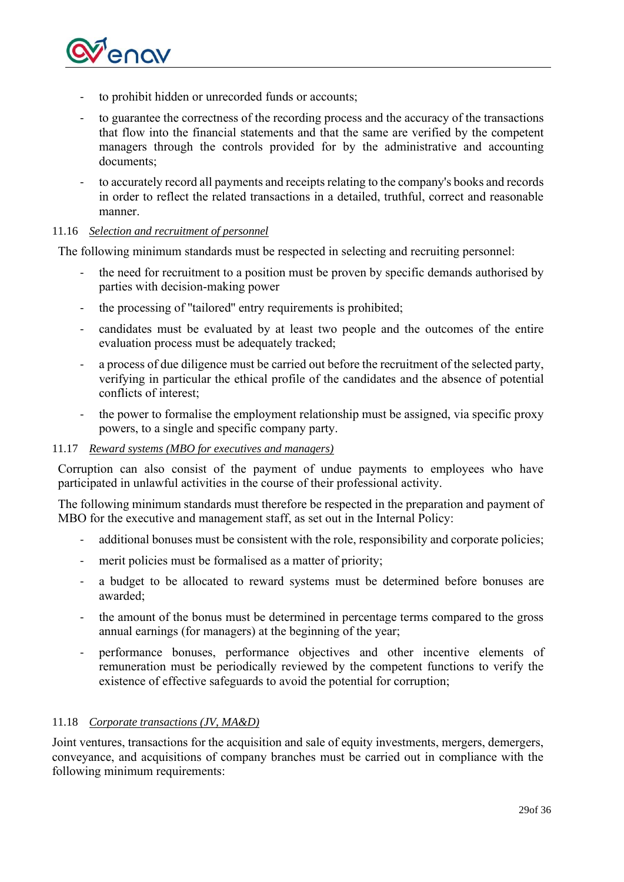- to prohibit hidden or unrecorded funds or accounts;
- to guarantee the correctness of the recording process and the accuracy of the transactions that flow into the financial statements and that the same are verified by the competent managers through the controls provided for by the administrative and accounting documents;
- to accurately record all payments and receipts relating to the company's books and records in order to reflect the related transactions in a detailed, truthful, correct and reasonable manner.

### 11.16 *Selection and recruitment of personnel*

The following minimum standards must be respected in selecting and recruiting personnel:

- the need for recruitment to a position must be proven by specific demands authorised by parties with decision-making power
- the processing of "tailored" entry requirements is prohibited;
- candidates must be evaluated by at least two people and the outcomes of the entire evaluation process must be adequately tracked;
- a process of due diligence must be carried out before the recruitment of the selected party, verifying in particular the ethical profile of the candidates and the absence of potential conflicts of interest;
- the power to formalise the employment relationship must be assigned, via specific proxy powers, to a single and specific company party.

### 11.17 *Reward systems (MBO for executives and managers)*

Corruption can also consist of the payment of undue payments to employees who have participated in unlawful activities in the course of their professional activity.

The following minimum standards must therefore be respected in the preparation and payment of MBO for the executive and management staff, as set out in the Internal Policy:

- additional bonuses must be consistent with the role, responsibility and corporate policies;
- merit policies must be formalised as a matter of priority;
- a budget to be allocated to reward systems must be determined before bonuses are awarded;
- the amount of the bonus must be determined in percentage terms compared to the gross annual earnings (for managers) at the beginning of the year;
- performance bonuses, performance objectives and other incentive elements of remuneration must be periodically reviewed by the competent functions to verify the existence of effective safeguards to avoid the potential for corruption;

### 11.18 *Corporate transactions (JV, MA&D)*

Joint ventures, transactions for the acquisition and sale of equity investments, mergers, demergers, conveyance, and acquisitions of company branches must be carried out in compliance with the following minimum requirements: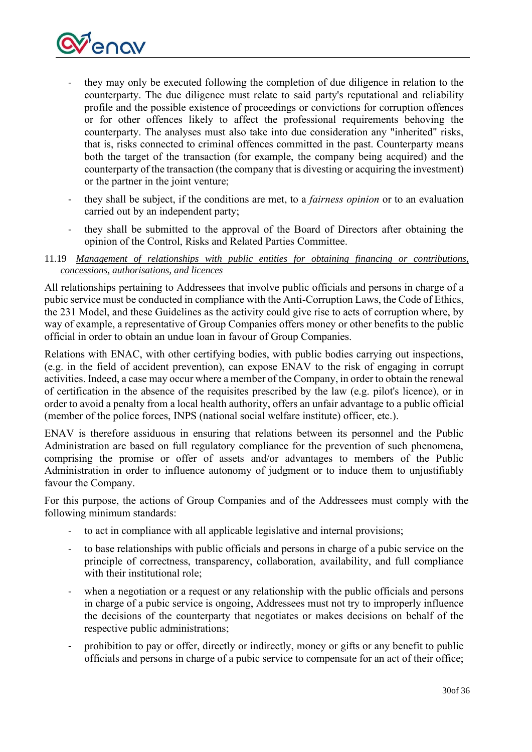- they may only be executed following the completion of due diligence in relation to the counterparty. The due diligence must relate to said party's reputational and reliability profile and the possible existence of proceedings or convictions for corruption offences or for other offences likely to affect the professional requirements behoving the counterparty. The analyses must also take into due consideration any "inherited" risks, that is, risks connected to criminal offences committed in the past. Counterparty means both the target of the transaction (for example, the company being acquired) and the counterparty of the transaction (the company that is divesting or acquiring the investment) or the partner in the joint venture;
- they shall be subject, if the conditions are met, to a *fairness opinion* or to an evaluation carried out by an independent party;
- they shall be submitted to the approval of the Board of Directors after obtaining the opinion of the Control, Risks and Related Parties Committee.

### 11.19 *Management of relationships with public entities for obtaining financing or contributions, concessions, authorisations, and licences*

All relationships pertaining to Addressees that involve public officials and persons in charge of a pubic service must be conducted in compliance with the Anti-Corruption Laws, the Code of Ethics, the 231 Model, and these Guidelines as the activity could give rise to acts of corruption where, by way of example, a representative of Group Companies offers money or other benefits to the public official in order to obtain an undue loan in favour of Group Companies.

Relations with ENAC, with other certifying bodies, with public bodies carrying out inspections, (e.g. in the field of accident prevention), can expose ENAV to the risk of engaging in corrupt activities. Indeed, a case may occur where a member of the Company, in order to obtain the renewal of certification in the absence of the requisites prescribed by the law (e.g. pilot's licence), or in order to avoid a penalty from a local health authority, offers an unfair advantage to a public official (member of the police forces, INPS (national social welfare institute) officer, etc.).

ENAV is therefore assiduous in ensuring that relations between its personnel and the Public Administration are based on full regulatory compliance for the prevention of such phenomena, comprising the promise or offer of assets and/or advantages to members of the Public Administration in order to influence autonomy of judgment or to induce them to unjustifiably favour the Company.

For this purpose, the actions of Group Companies and of the Addressees must comply with the following minimum standards:

- to act in compliance with all applicable legislative and internal provisions;
- to base relationships with public officials and persons in charge of a pubic service on the principle of correctness, transparency, collaboration, availability, and full compliance with their institutional role;
- when a negotiation or a request or any relationship with the public officials and persons in charge of a pubic service is ongoing, Addressees must not try to improperly influence the decisions of the counterparty that negotiates or makes decisions on behalf of the respective public administrations;
- prohibition to pay or offer, directly or indirectly, money or gifts or any benefit to public officials and persons in charge of a pubic service to compensate for an act of their office;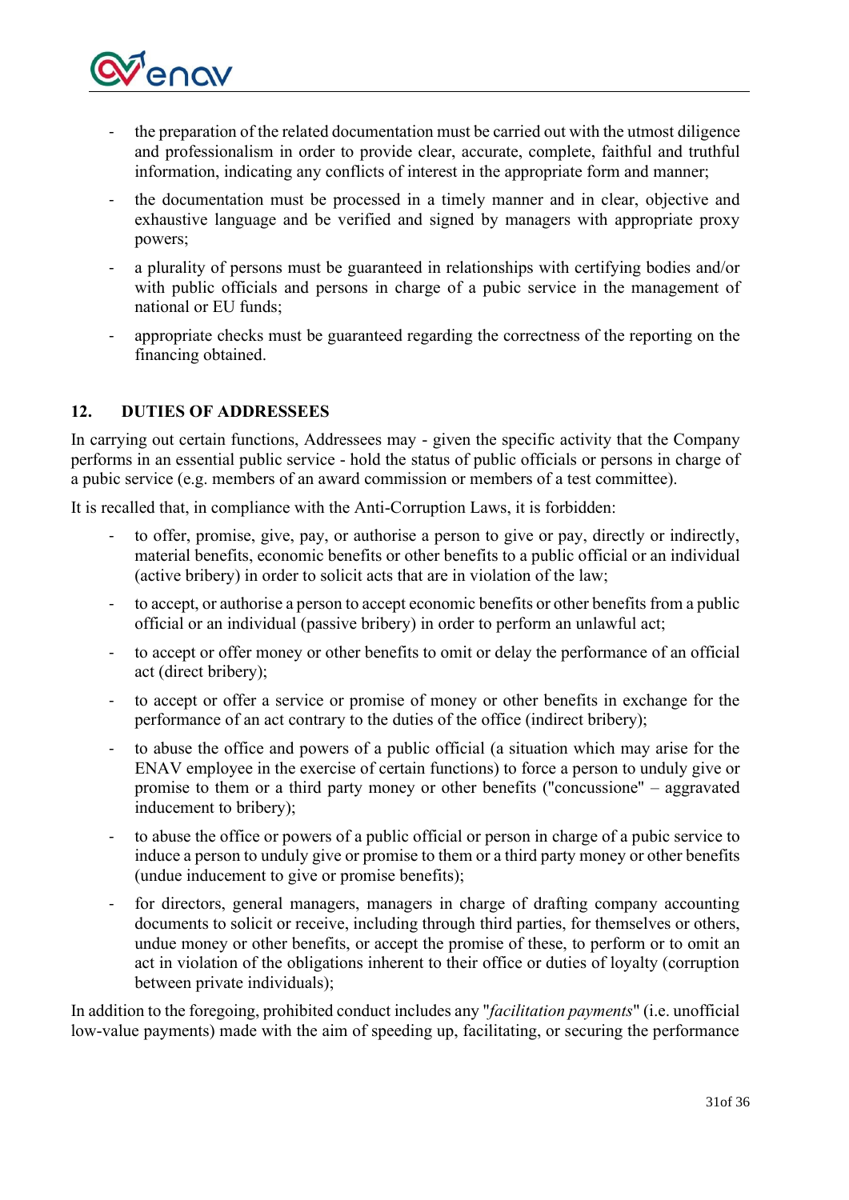- the preparation of the related documentation must be carried out with the utmost diligence and professionalism in order to provide clear, accurate, complete, faithful and truthful information, indicating any conflicts of interest in the appropriate form and manner;
- the documentation must be processed in a timely manner and in clear, objective and exhaustive language and be verified and signed by managers with appropriate proxy powers;
- a plurality of persons must be guaranteed in relationships with certifying bodies and/or with public officials and persons in charge of a pubic service in the management of national or EU funds;
- appropriate checks must be guaranteed regarding the correctness of the reporting on the financing obtained.

## 12. DUTIES OF ADDRESSEES

In carrying out certain functions, Addressees may - given the specific activity that the Company performs in an essential public service - hold the status of public officials or persons in charge of a pubic service (e.g. members of an award commission or members of a test committee).

It is recalled that, in compliance with the Anti-Corruption Laws, it is forbidden:

- to offer, promise, give, pay, or authorise a person to give or pay, directly or indirectly, material benefits, economic benefits or other benefits to a public official or an individual (active bribery) in order to solicit acts that are in violation of the law;
- to accept, or authorise a person to accept economic benefits or other benefits from a public official or an individual (passive bribery) in order to perform an unlawful act;
- to accept or offer money or other benefits to omit or delay the performance of an official act (direct bribery);
- to accept or offer a service or promise of money or other benefits in exchange for the performance of an act contrary to the duties of the office (indirect bribery);
- to abuse the office and powers of a public official (a situation which may arise for the ENAV employee in the exercise of certain functions) to force a person to unduly give or promise to them or a third party money or other benefits ("concussione" – aggravated inducement to bribery);
- to abuse the office or powers of a public official or person in charge of a pubic service to induce a person to unduly give or promise to them or a third party money or other benefits (undue inducement to give or promise benefits);
- for directors, general managers, managers in charge of drafting company accounting documents to solicit or receive, including through third parties, for themselves or others, undue money or other benefits, or accept the promise of these, to perform or to omit an act in violation of the obligations inherent to their office or duties of loyalty (corruption between private individuals);

In addition to the foregoing, prohibited conduct includes any "*facilitation payments*" (i.e. unofficial low-value payments) made with the aim of speeding up, facilitating, or securing the performance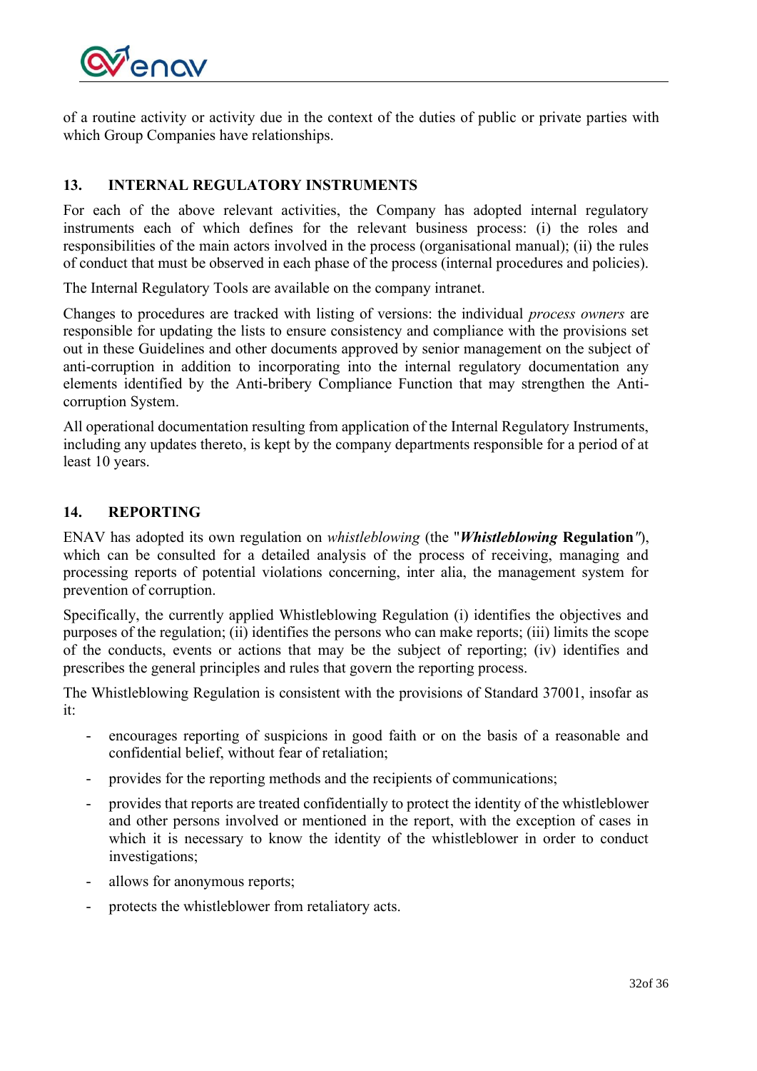of a routine activity or activity due in the context of the duties of public or private parties with which Group Companies have relationships.

## 13. INTERNAL REGULATORY INSTRUMENTS

For each of the above relevant activities, the Company has adopted internal regulatory instruments each of which defines for the relevant business process: (i) the roles and responsibilities of the main actors involved in the process (organisational manual); (ii) the rules of conduct that must be observed in each phase of the process (internal procedures and policies).

The Internal Regulatory Tools are available on the company intranet.

Changes to procedures are tracked with listing of versions: the individual *process owners* are responsible for updating the lists to ensure consistency and compliance with the provisions set out in these Guidelines and other documents approved by senior management on the subject of anti-corruption in addition to incorporating into the internal regulatory documentation any elements identified by the Anti-bribery Compliance Function that may strengthen the Anti-corruption System.

All operational documentation resulting from application of the Internal Regulatory Instruments, including any updates thereto, is kept by the company departments responsible for a period of at least 10 years.

## 14. REPORTING

ENAV has adopted its own regulation on *whistleblowing* (the "***Whistleblowing* Regulation**"), which can be consulted for a detailed analysis of the process of receiving, managing and processing reports of potential violations concerning, inter alia, the management system for prevention of corruption.

Specifically, the currently applied Whistleblowing Regulation (i) identifies the objectives and purposes of the regulation; (ii) identifies the persons who can make reports; (iii) limits the scope of the conducts, events or actions that may be the subject of reporting; (iv) identifies and prescribes the general principles and rules that govern the reporting process.

The Whistleblowing Regulation is consistent with the provisions of Standard 37001, insofar as it:

- encourages reporting of suspicions in good faith or on the basis of a reasonable and confidential belief, without fear of retaliation;
- provides for the reporting methods and the recipients of communications;
- provides that reports are treated confidentially to protect the identity of the whistleblower and other persons involved or mentioned in the report, with the exception of cases in which it is necessary to know the identity of the whistleblower in order to conduct investigations;
- allows for anonymous reports;
- protects the whistleblower from retaliatory acts.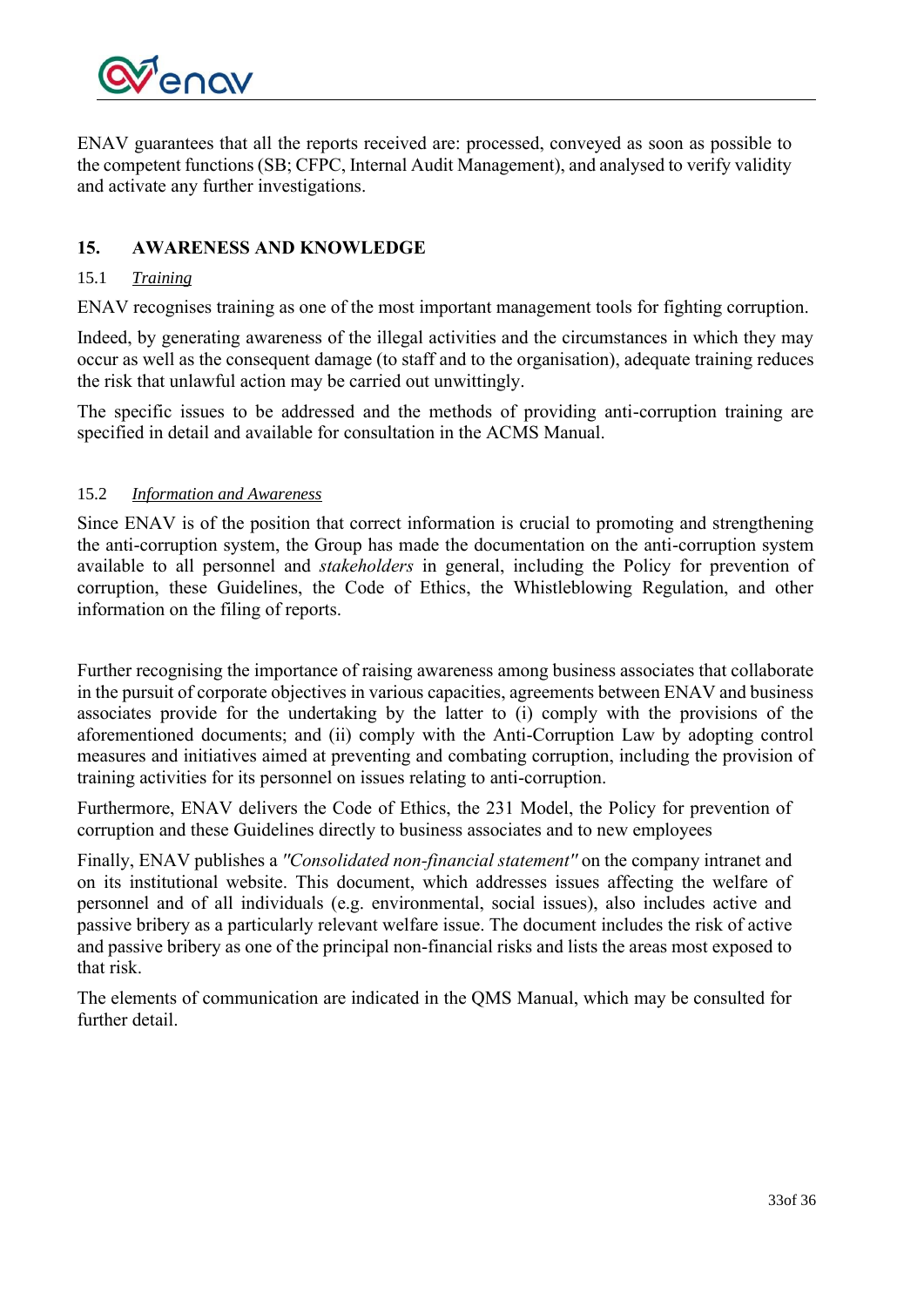ENAV guarantees that all the reports received are: processed, conveyed as soon as possible to the competent functions (SB; CFPC, Internal Audit Management), and analysed to verify validity and activate any further investigations.

## 15. AWARENESS AND KNOWLEDGE

### 15.1 *Training*

ENAV recognises training as one of the most important management tools for fighting corruption.

Indeed, by generating awareness of the illegal activities and the circumstances in which they may occur as well as the consequent damage (to staff and to the organisation), adequate training reduces the risk that unlawful action may be carried out unwittingly.

The specific issues to be addressed and the methods of providing anti-corruption training are specified in detail and available for consultation in the ACMS Manual.

### 15.2 *Information and Awareness*

Since ENAV is of the position that correct information is crucial to promoting and strengthening the anti-corruption system, the Group has made the documentation on the anti-corruption system available to all personnel and *stakeholders* in general, including the Policy for prevention of corruption, these Guidelines, the Code of Ethics, the Whistleblowing Regulation, and other information on the filing of reports.

Further recognising the importance of raising awareness among business associates that collaborate in the pursuit of corporate objectives in various capacities, agreements between ENAV and business associates provide for the undertaking by the latter to (i) comply with the provisions of the aforementioned documents; and (ii) comply with the Anti-Corruption Law by adopting control measures and initiatives aimed at preventing and combating corruption, including the provision of training activities for its personnel on issues relating to anti-corruption.

Furthermore, ENAV delivers the Code of Ethics, the 231 Model, the Policy for prevention of corruption and these Guidelines directly to business associates and to new employees

Finally, ENAV publishes a *"Consolidated non-financial statement"* on the company intranet and on its institutional website. This document, which addresses issues affecting the welfare of personnel and of all individuals (e.g. environmental, social issues), also includes active and passive bribery as a particularly relevant welfare issue. The document includes the risk of active and passive bribery as one of the principal non-financial risks and lists the areas most exposed to that risk.

The elements of communication are indicated in the QMS Manual, which may be consulted for further detail.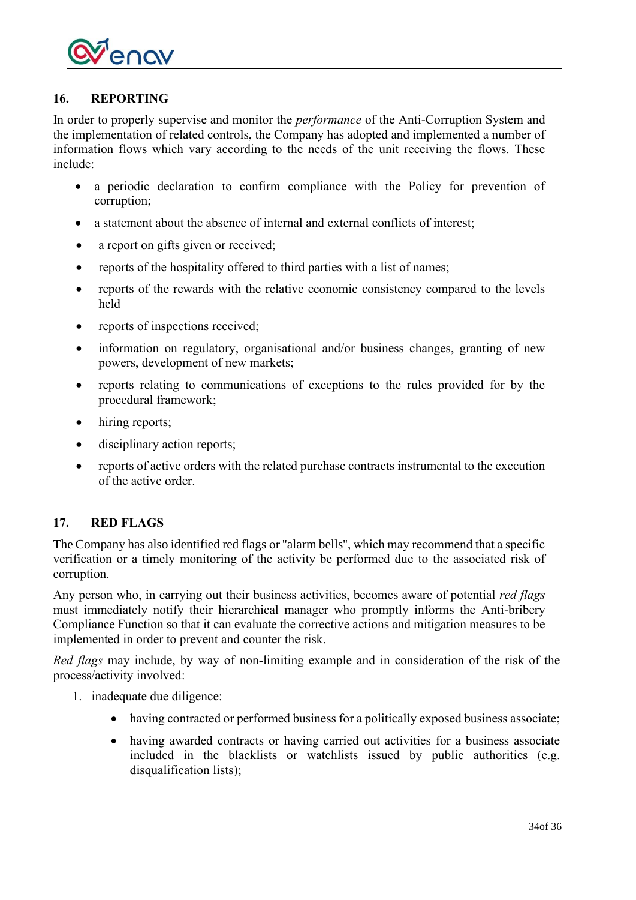## 16. REPORTING

In order to properly supervise and monitor the *performance* of the Anti-Corruption System and the implementation of related controls, the Company has adopted and implemented a number of information flows which vary according to the needs of the unit receiving the flows. These include:

- a periodic declaration to confirm compliance with the Policy for prevention of corruption;
- a statement about the absence of internal and external conflicts of interest;
- a report on gifts given or received;
- reports of the hospitality offered to third parties with a list of names;
- reports of the rewards with the relative economic consistency compared to the levels held
- reports of inspections received;
- information on regulatory, organisational and/or business changes, granting of new powers, development of new markets;
- reports relating to communications of exceptions to the rules provided for by the procedural framework;
- hiring reports;
- disciplinary action reports;
- reports of active orders with the related purchase contracts instrumental to the execution of the active order.

## 17. RED FLAGS

The Company has also identified red flags or "alarm bells", which may recommend that a specific verification or a timely monitoring of the activity be performed due to the associated risk of corruption.

Any person who, in carrying out their business activities, becomes aware of potential *red flags* must immediately notify their hierarchical manager who promptly informs the Anti-bribery Compliance Function so that it can evaluate the corrective actions and mitigation measures to be implemented in order to prevent and counter the risk.

*Red flags* may include, by way of non-limiting example and in consideration of the risk of the process/activity involved:

1. inadequate due diligence:
    - having contracted or performed business for a politically exposed business associate;
    - having awarded contracts or having carried out activities for a business associate included in the blacklists or watchlists issued by public authorities (e.g. disqualification lists);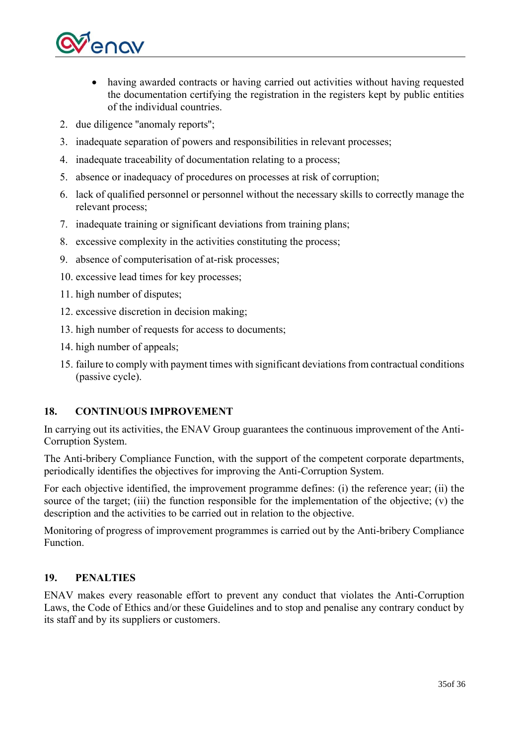- having awarded contracts or having carried out activities without having requested the documentation certifying the registration in the registers kept by public entities of the individual countries.

2. due diligence "anomaly reports";
3. inadequate separation of powers and responsibilities in relevant processes;
4. inadequate traceability of documentation relating to a process;
5. absence or inadequacy of procedures on processes at risk of corruption;
6. lack of qualified personnel or personnel without the necessary skills to correctly manage the relevant process;
7. inadequate training or significant deviations from training plans;
8. excessive complexity in the activities constituting the process;
9. absence of computerisation of at-risk processes;
10. excessive lead times for key processes;
11. high number of disputes;
12. excessive discretion in decision making;
13. high number of requests for access to documents;
14. high number of appeals;
15. failure to comply with payment times with significant deviations from contractual conditions (passive cycle).

## 18. CONTINUOUS IMPROVEMENT

In carrying out its activities, the ENAV Group guarantees the continuous improvement of the Anti-Corruption System.

The Anti-bribery Compliance Function, with the support of the competent corporate departments, periodically identifies the objectives for improving the Anti-Corruption System.

For each objective identified, the improvement programme defines: (i) the reference year; (ii) the source of the target; (iii) the function responsible for the implementation of the objective; (v) the description and the activities to be carried out in relation to the objective.

Monitoring of progress of improvement programmes is carried out by the Anti-bribery Compliance Function.

## 19. PENALTIES

ENAV makes every reasonable effort to prevent any conduct that violates the Anti-Corruption Laws, the Code of Ethics and/or these Guidelines and to stop and penalise any contrary conduct by its staff and by its suppliers or customers.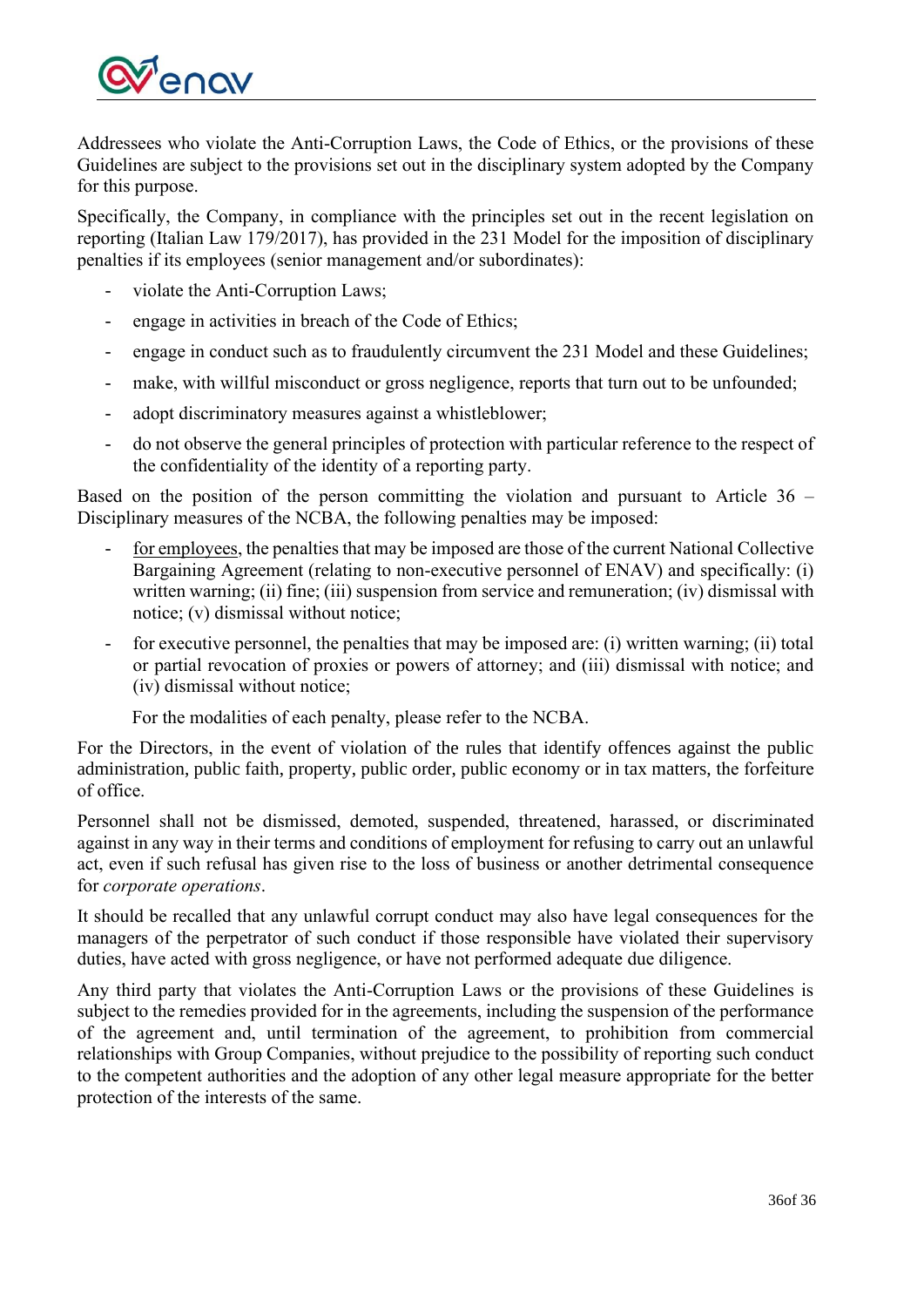Addressees who violate the Anti-Corruption Laws, the Code of Ethics, or the provisions of these Guidelines are subject to the provisions set out in the disciplinary system adopted by the Company for this purpose.

Specifically, the Company, in compliance with the principles set out in the recent legislation on reporting (Italian Law 179/2017), has provided in the 231 Model for the imposition of disciplinary penalties if its employees (senior management and/or subordinates):

- violate the Anti-Corruption Laws;
- engage in activities in breach of the Code of Ethics;
- engage in conduct such as to fraudulently circumvent the 231 Model and these Guidelines;
- make, with willful misconduct or gross negligence, reports that turn out to be unfounded;
- adopt discriminatory measures against a whistleblower;
- do not observe the general principles of protection with particular reference to the respect of the confidentiality of the identity of a reporting party.

Based on the position of the person committing the violation and pursuant to Article 36 – Disciplinary measures of the NCBA, the following penalties may be imposed:

- <u>for employees</u>, the penalties that may be imposed are those of the current National Collective Bargaining Agreement (relating to non-executive personnel of ENAV) and specifically: (i) written warning; (ii) fine; (iii) suspension from service and remuneration; (iv) dismissal with notice; (v) dismissal without notice;
- for executive personnel, the penalties that may be imposed are: (i) written warning; (ii) total or partial revocation of proxies or powers of attorney; and (iii) dismissal with notice; and (iv) dismissal without notice;

  For the modalities of each penalty, please refer to the NCBA.

For the Directors, in the event of violation of the rules that identify offences against the public administration, public faith, property, public order, public economy or in tax matters, the forfeiture of office.

Personnel shall not be dismissed, demoted, suspended, threatened, harassed, or discriminated against in any way in their terms and conditions of employment for refusing to carry out an unlawful act, even if such refusal has given rise to the loss of business or another detrimental consequence for *corporate operations*.

It should be recalled that any unlawful corrupt conduct may also have legal consequences for the managers of the perpetrator of such conduct if those responsible have violated their supervisory duties, have acted with gross negligence, or have not performed adequate due diligence.

Any third party that violates the Anti-Corruption Laws or the provisions of these Guidelines is subject to the remedies provided for in the agreements, including the suspension of the performance of the agreement and, until termination of the agreement, to prohibition from commercial relationships with Group Companies, without prejudice to the possibility of reporting such conduct to the competent authorities and the adoption of any other legal measure appropriate for the better protection of the interests of the same.